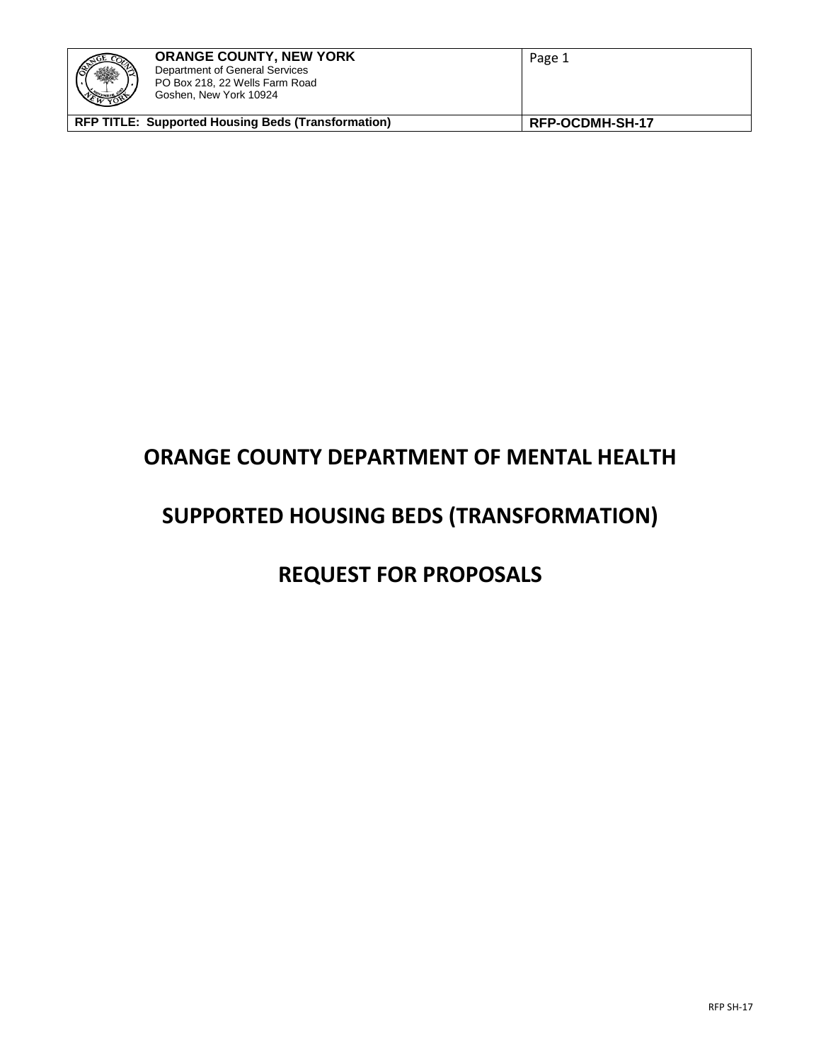# ORANGE COUNTY DEPARTMENT OF MENTAL HEALTH

# SUPPORTED HOUSING BEDS (TRANSFORMATION)

# REQUEST FOR PROPOSALS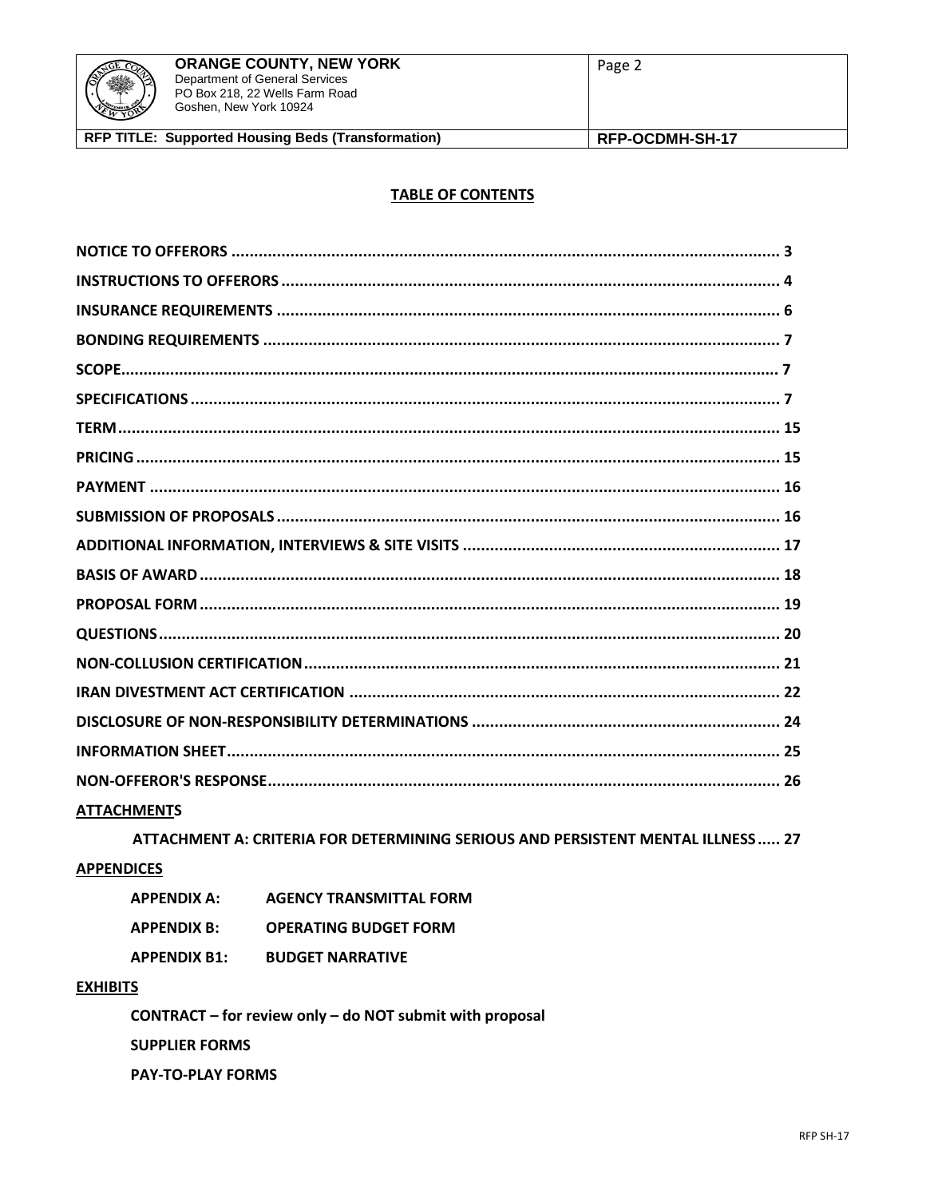## TABLE OF CONTENTS

| | |
|---|---|
| NOTICE TO OFFERORS | 3 |
| INSTRUCTIONS TO OFFERORS | 4 |
| INSURANCE REQUIREMENTS | 6 |
| BONDING REQUIREMENTS | 7 |
| SCOPE | 7 |
| SPECIFICATIONS | 7 |
| TERM | 15 |
| PRICING | 15 |
| PAYMENT | 16 |
| SUBMISSION OF PROPOSALS | 16 |
| ADDITIONAL INFORMATION, INTERVIEWS & SITE VISITS | 17 |
| BASIS OF AWARD | 18 |
| PROPOSAL FORM | 19 |
| QUESTIONS | 20 |
| NON-COLLUSION CERTIFICATION | 21 |
| IRAN DIVESTMENT ACT CERTIFICATION | 22 |
| DISCLOSURE OF NON-RESPONSIBILITY DETERMINATIONS | 24 |
| INFORMATION SHEET | 25 |
| NON-OFFEROR'S RESPONSE | 26 |

**ATTACHMENTS**

- ATTACHMENT A: CRITERIA FOR DETERMINING SERIOUS AND PERSISTENT MENTAL ILLNESS ..... 27

**APPENDICES**

- APPENDIX A: AGENCY TRANSMITTAL FORM
- APPENDIX B: OPERATING BUDGET FORM
- APPENDIX B1: BUDGET NARRATIVE

**EXHIBITS**

- CONTRACT – for review only – do NOT submit with proposal
- SUPPLIER FORMS
- PAY-TO-PLAY FORMS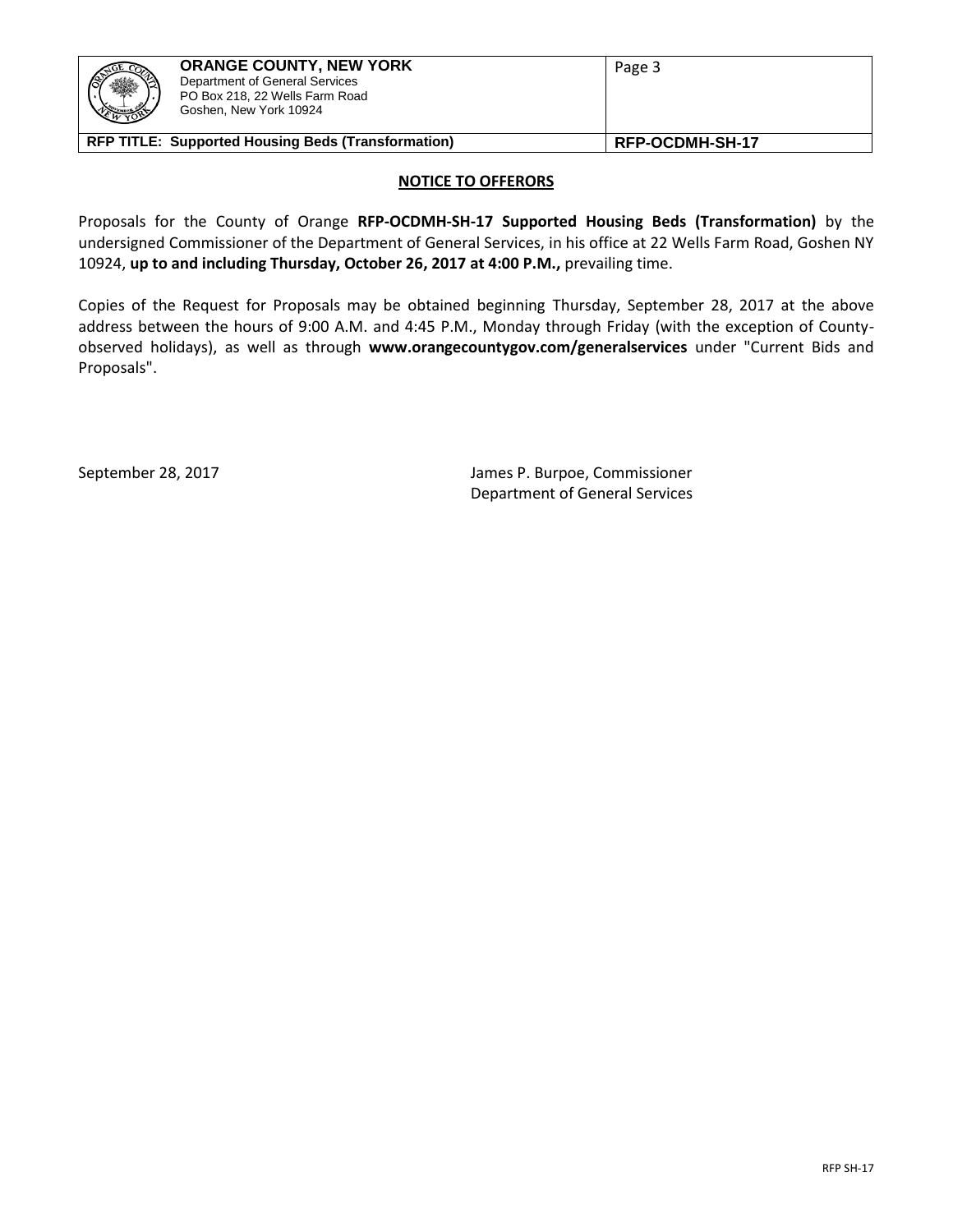## NOTICE TO OFFERORS

Proposals for the County of Orange **RFP-OCDMH-SH-17 Supported Housing Beds (Transformation)** by the undersigned Commissioner of the Department of General Services, in his office at 22 Wells Farm Road, Goshen NY 10924, **up to and including Thursday, October 26, 2017 at 4:00 P.M.,** prevailing time.

Copies of the Request for Proposals may be obtained beginning Thursday, September 28, 2017 at the above address between the hours of 9:00 A.M. and 4:45 P.M., Monday through Friday (with the exception of County-observed holidays), as well as through **www.orangecountygov.com/generalservices** under "Current Bids and Proposals".

September 28, 2017

James P. Burpoe, Commissioner
Department of General Services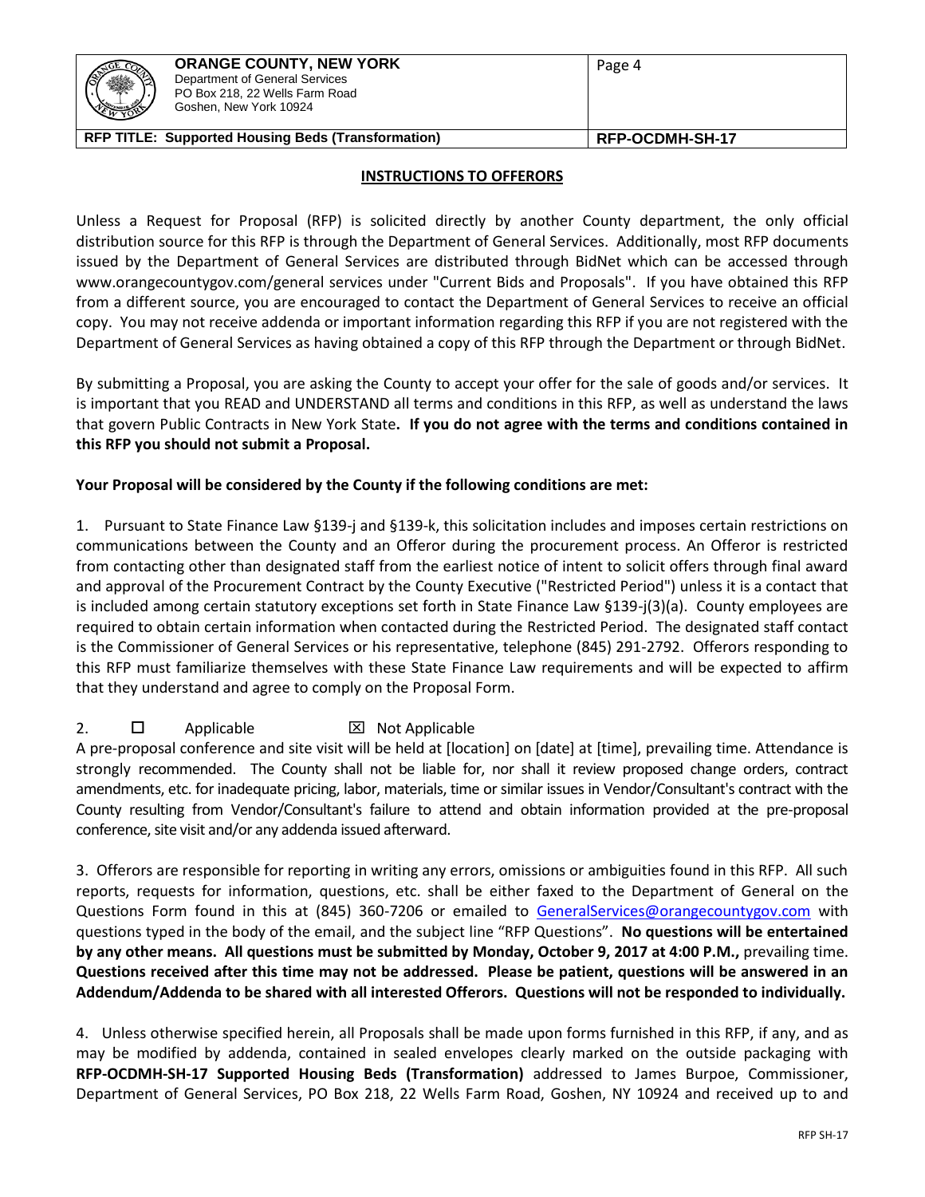## INSTRUCTIONS TO OFFERORS

Unless a Request for Proposal (RFP) is solicited directly by another County department, the only official distribution source for this RFP is through the Department of General Services. Additionally, most RFP documents issued by the Department of General Services are distributed through BidNet which can be accessed through www.orangecountygov.com/general services under "Current Bids and Proposals". If you have obtained this RFP from a different source, you are encouraged to contact the Department of General Services to receive an official copy. You may not receive addenda or important information regarding this RFP if you are not registered with the Department of General Services as having obtained a copy of this RFP through the Department or through BidNet.

By submitting a Proposal, you are asking the County to accept your offer for the sale of goods and/or services. It is important that you READ and UNDERSTAND all terms and conditions in this RFP, as well as understand the laws that govern Public Contracts in New York State. **If you do not agree with the terms and conditions contained in this RFP you should not submit a Proposal.**

**Your Proposal will be considered by the County if the following conditions are met:**

1. Pursuant to State Finance Law §139-j and §139-k, this solicitation includes and imposes certain restrictions on communications between the County and an Offeror during the procurement process. An Offeror is restricted from contacting other than designated staff from the earliest notice of intent to solicit offers through final award and approval of the Procurement Contract by the County Executive ("Restricted Period") unless it is a contact that is included among certain statutory exceptions set forth in State Finance Law §139-j(3)(a). County employees are required to obtain certain information when contacted during the Restricted Period. The designated staff contact is the Commissioner of General Services or his representative, telephone (845) 291-2792. Offerors responding to this RFP must familiarize themselves with these State Finance Law requirements and will be expected to affirm that they understand and agree to comply on the Proposal Form.

2. ☐ Applicable ☒ Not Applicable
A pre-proposal conference and site visit will be held at [location] on [date] at [time], prevailing time. Attendance is strongly recommended. The County shall not be liable for, nor shall it review proposed change orders, contract amendments, etc. for inadequate pricing, labor, materials, time or similar issues in Vendor/Consultant's contract with the County resulting from Vendor/Consultant's failure to attend and obtain information provided at the pre-proposal conference, site visit and/or any addenda issued afterward.

3. Offerors are responsible for reporting in writing any errors, omissions or ambiguities found in this RFP. All such reports, requests for information, questions, etc. shall be either faxed to the Department of General on the Questions Form found in this at (845) 360-7206 or emailed to GeneralServices@orangecountygov.com with questions typed in the body of the email, and the subject line "RFP Questions". **No questions will be entertained by any other means. All questions must be submitted by Monday, October 9, 2017 at 4:00 P.M.,** prevailing time. **Questions received after this time may not be addressed. Please be patient, questions will be answered in an Addendum/Addenda to be shared with all interested Offerors. Questions will not be responded to individually.**

4. Unless otherwise specified herein, all Proposals shall be made upon forms furnished in this RFP, if any, and as may be modified by addenda, contained in sealed envelopes clearly marked on the outside packaging with **RFP-OCDMH-SH-17 Supported Housing Beds (Transformation)** addressed to James Burpoe, Commissioner, Department of General Services, PO Box 218, 22 Wells Farm Road, Goshen, NY 10924 and received up to and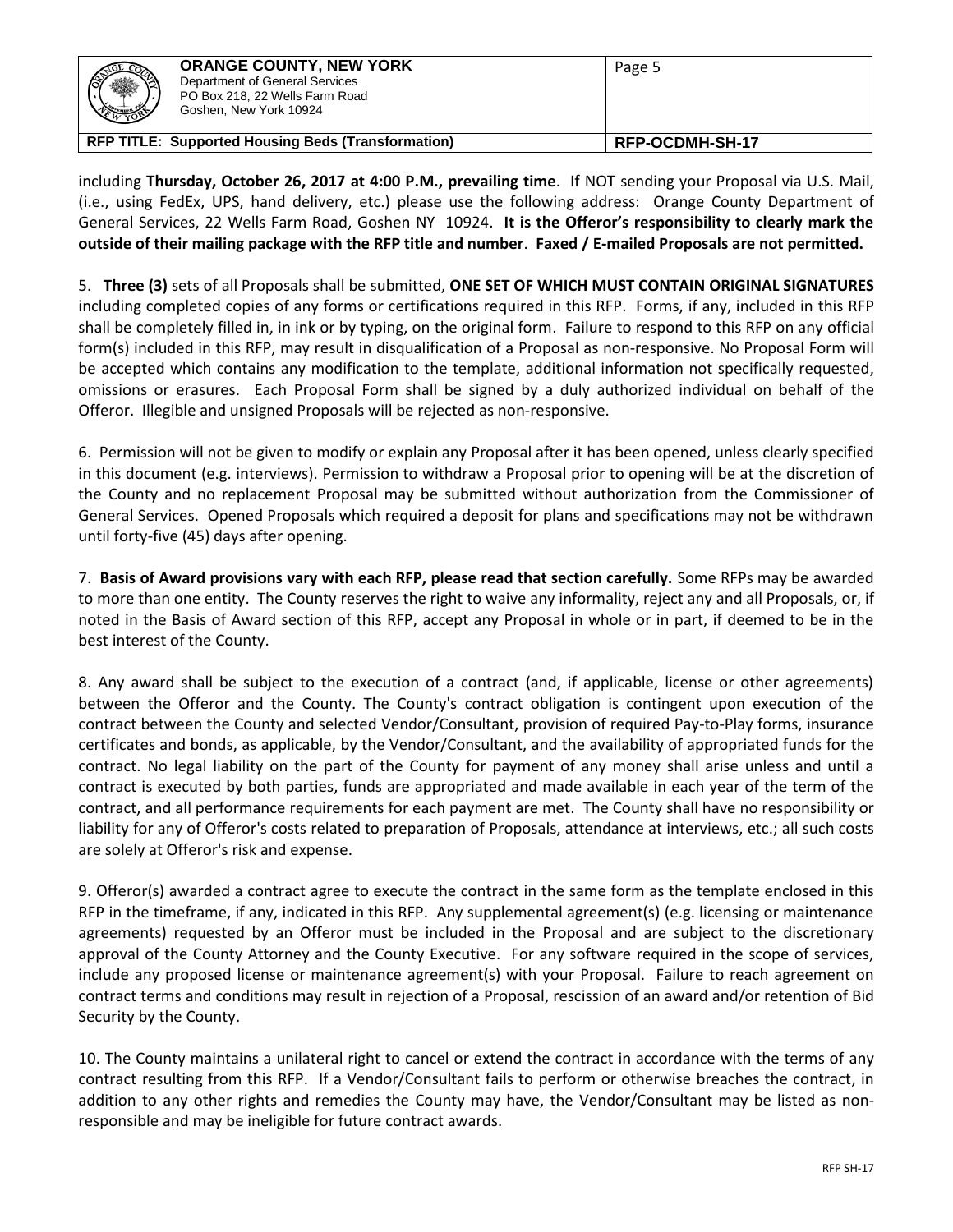including **Thursday, October 26, 2017 at 4:00 P.M., prevailing time**. If NOT sending your Proposal via U.S. Mail, (i.e., using FedEx, UPS, hand delivery, etc.) please use the following address: Orange County Department of General Services, 22 Wells Farm Road, Goshen NY 10924. **It is the Offeror's responsibility to clearly mark the outside of their mailing package with the RFP title and number**. **Faxed / E-mailed Proposals are not permitted.**

5. **Three (3)** sets of all Proposals shall be submitted, **ONE SET OF WHICH MUST CONTAIN ORIGINAL SIGNATURES** including completed copies of any forms or certifications required in this RFP. Forms, if any, included in this RFP shall be completely filled in, in ink or by typing, on the original form. Failure to respond to this RFP on any official form(s) included in this RFP, may result in disqualification of a Proposal as non-responsive. No Proposal Form will be accepted which contains any modification to the template, additional information not specifically requested, omissions or erasures. Each Proposal Form shall be signed by a duly authorized individual on behalf of the Offeror. Illegible and unsigned Proposals will be rejected as non-responsive.

6. Permission will not be given to modify or explain any Proposal after it has been opened, unless clearly specified in this document (e.g. interviews). Permission to withdraw a Proposal prior to opening will be at the discretion of the County and no replacement Proposal may be submitted without authorization from the Commissioner of General Services. Opened Proposals which required a deposit for plans and specifications may not be withdrawn until forty-five (45) days after opening.

7. **Basis of Award provisions vary with each RFP, please read that section carefully.** Some RFPs may be awarded to more than one entity. The County reserves the right to waive any informality, reject any and all Proposals, or, if noted in the Basis of Award section of this RFP, accept any Proposal in whole or in part, if deemed to be in the best interest of the County.

8. Any award shall be subject to the execution of a contract (and, if applicable, license or other agreements) between the Offeror and the County. The County's contract obligation is contingent upon execution of the contract between the County and selected Vendor/Consultant, provision of required Pay-to-Play forms, insurance certificates and bonds, as applicable, by the Vendor/Consultant, and the availability of appropriated funds for the contract. No legal liability on the part of the County for payment of any money shall arise unless and until a contract is executed by both parties, funds are appropriated and made available in each year of the term of the contract, and all performance requirements for each payment are met. The County shall have no responsibility or liability for any of Offeror's costs related to preparation of Proposals, attendance at interviews, etc.; all such costs are solely at Offeror's risk and expense.

9. Offeror(s) awarded a contract agree to execute the contract in the same form as the template enclosed in this RFP in the timeframe, if any, indicated in this RFP. Any supplemental agreement(s) (e.g. licensing or maintenance agreements) requested by an Offeror must be included in the Proposal and are subject to the discretionary approval of the County Attorney and the County Executive. For any software required in the scope of services, include any proposed license or maintenance agreement(s) with your Proposal. Failure to reach agreement on contract terms and conditions may result in rejection of a Proposal, rescission of an award and/or retention of Bid Security by the County.

10. The County maintains a unilateral right to cancel or extend the contract in accordance with the terms of any contract resulting from this RFP. If a Vendor/Consultant fails to perform or otherwise breaches the contract, in addition to any other rights and remedies the County may have, the Vendor/Consultant may be listed as non-responsible and may be ineligible for future contract awards.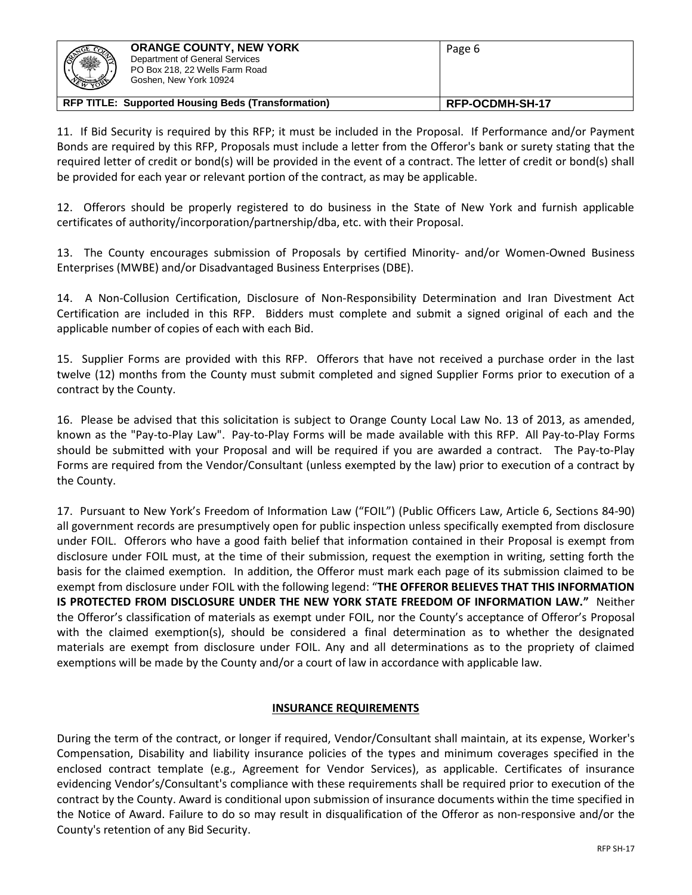11. If Bid Security is required by this RFP; it must be included in the Proposal. If Performance and/or Payment Bonds are required by this RFP, Proposals must include a letter from the Offeror's bank or surety stating that the required letter of credit or bond(s) will be provided in the event of a contract. The letter of credit or bond(s) shall be provided for each year or relevant portion of the contract, as may be applicable.

12. Offerors should be properly registered to do business in the State of New York and furnish applicable certificates of authority/incorporation/partnership/dba, etc. with their Proposal.

13. The County encourages submission of Proposals by certified Minority- and/or Women-Owned Business Enterprises (MWBE) and/or Disadvantaged Business Enterprises (DBE).

14. A Non-Collusion Certification, Disclosure of Non-Responsibility Determination and Iran Divestment Act Certification are included in this RFP. Bidders must complete and submit a signed original of each and the applicable number of copies of each with each Bid.

15. Supplier Forms are provided with this RFP. Offerors that have not received a purchase order in the last twelve (12) months from the County must submit completed and signed Supplier Forms prior to execution of a contract by the County.

16. Please be advised that this solicitation is subject to Orange County Local Law No. 13 of 2013, as amended, known as the "Pay-to-Play Law". Pay-to-Play Forms will be made available with this RFP. All Pay-to-Play Forms should be submitted with your Proposal and will be required if you are awarded a contract. The Pay-to-Play Forms are required from the Vendor/Consultant (unless exempted by the law) prior to execution of a contract by the County.

17. Pursuant to New York's Freedom of Information Law ("FOIL") (Public Officers Law, Article 6, Sections 84-90) all government records are presumptively open for public inspection unless specifically exempted from disclosure under FOIL. Offerors who have a good faith belief that information contained in their Proposal is exempt from disclosure under FOIL must, at the time of their submission, request the exemption in writing, setting forth the basis for the claimed exemption. In addition, the Offeror must mark each page of its submission claimed to be exempt from disclosure under FOIL with the following legend: "**THE OFFEROR BELIEVES THAT THIS INFORMATION IS PROTECTED FROM DISCLOSURE UNDER THE NEW YORK STATE FREEDOM OF INFORMATION LAW."** Neither the Offeror's classification of materials as exempt under FOIL, nor the County's acceptance of Offeror's Proposal with the claimed exemption(s), should be considered a final determination as to whether the designated materials are exempt from disclosure under FOIL. Any and all determinations as to the propriety of claimed exemptions will be made by the County and/or a court of law in accordance with applicable law.

## INSURANCE REQUIREMENTS

During the term of the contract, or longer if required, Vendor/Consultant shall maintain, at its expense, Worker's Compensation, Disability and liability insurance policies of the types and minimum coverages specified in the enclosed contract template (e.g., Agreement for Vendor Services), as applicable. Certificates of insurance evidencing Vendor's/Consultant's compliance with these requirements shall be required prior to execution of the contract by the County. Award is conditional upon submission of insurance documents within the time specified in the Notice of Award. Failure to do so may result in disqualification of the Offeror as non-responsive and/or the County's retention of any Bid Security.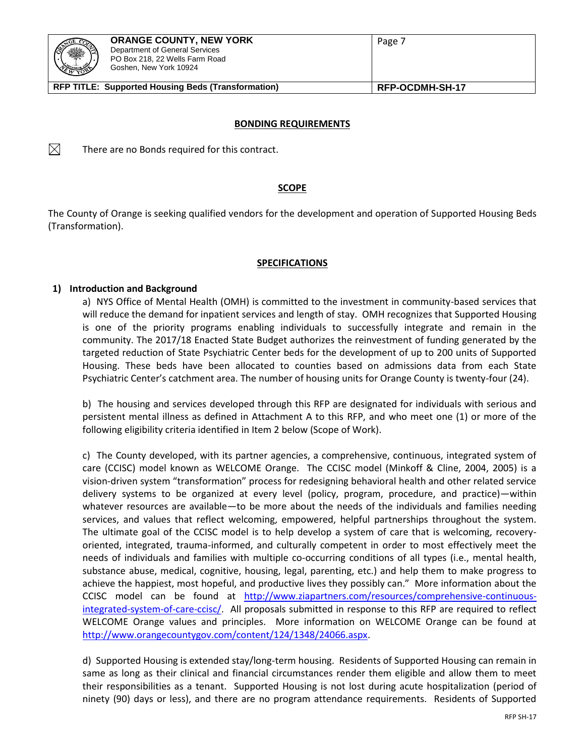## BONDING REQUIREMENTS

☒ There are no Bonds required for this contract.

## SCOPE

The County of Orange is seeking qualified vendors for the development and operation of Supported Housing Beds (Transformation).

## SPECIFICATIONS

**1) Introduction and Background**

a) NYS Office of Mental Health (OMH) is committed to the investment in community-based services that will reduce the demand for inpatient services and length of stay. OMH recognizes that Supported Housing is one of the priority programs enabling individuals to successfully integrate and remain in the community. The 2017/18 Enacted State Budget authorizes the reinvestment of funding generated by the targeted reduction of State Psychiatric Center beds for the development of up to 200 units of Supported Housing. These beds have been allocated to counties based on admissions data from each State Psychiatric Center's catchment area. The number of housing units for Orange County is twenty-four (24).

b) The housing and services developed through this RFP are designated for individuals with serious and persistent mental illness as defined in Attachment A to this RFP, and who meet one (1) or more of the following eligibility criteria identified in Item 2 below (Scope of Work).

c) The County developed, with its partner agencies, a comprehensive, continuous, integrated system of care (CCISC) model known as WELCOME Orange. The CCISC model (Minkoff & Cline, 2004, 2005) is a vision-driven system "transformation" process for redesigning behavioral health and other related service delivery systems to be organized at every level (policy, program, procedure, and practice)—within whatever resources are available—to be more about the needs of the individuals and families needing services, and values that reflect welcoming, empowered, helpful partnerships throughout the system. The ultimate goal of the CCISC model is to help develop a system of care that is welcoming, recovery-oriented, integrated, trauma-informed, and culturally competent in order to most effectively meet the needs of individuals and families with multiple co-occurring conditions of all types (i.e., mental health, substance abuse, medical, cognitive, housing, legal, parenting, etc.) and help them to make progress to achieve the happiest, most hopeful, and productive lives they possibly can." More information about the CCISC model can be found at http://www.ziapartners.com/resources/comprehensive-continuous-integrated-system-of-care-ccisc/. All proposals submitted in response to this RFP are required to reflect WELCOME Orange values and principles. More information on WELCOME Orange can be found at http://www.orangecountygov.com/content/124/1348/24066.aspx.

d) Supported Housing is extended stay/long-term housing. Residents of Supported Housing can remain in same as long as their clinical and financial circumstances render them eligible and allow them to meet their responsibilities as a tenant. Supported Housing is not lost during acute hospitalization (period of ninety (90) days or less), and there are no program attendance requirements. Residents of Supported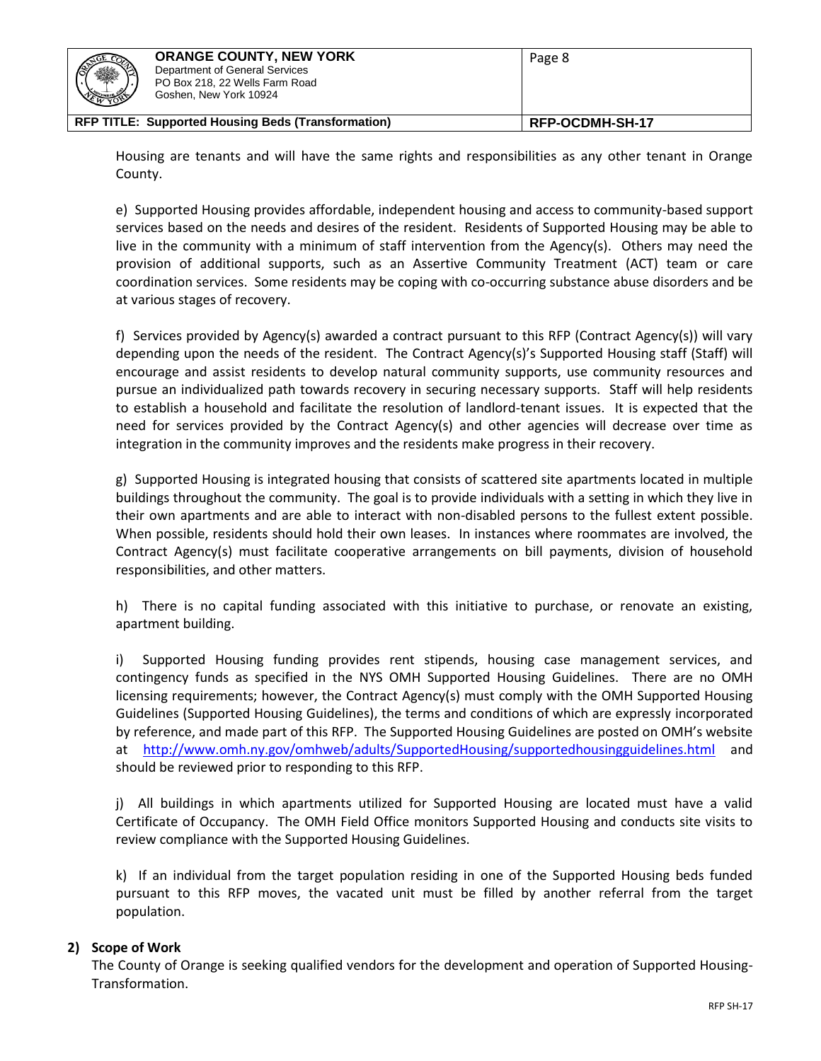Housing are tenants and will have the same rights and responsibilities as any other tenant in Orange County.

e) Supported Housing provides affordable, independent housing and access to community-based support services based on the needs and desires of the resident. Residents of Supported Housing may be able to live in the community with a minimum of staff intervention from the Agency(s). Others may need the provision of additional supports, such as an Assertive Community Treatment (ACT) team or care coordination services. Some residents may be coping with co-occurring substance abuse disorders and be at various stages of recovery.

f) Services provided by Agency(s) awarded a contract pursuant to this RFP (Contract Agency(s)) will vary depending upon the needs of the resident. The Contract Agency(s)'s Supported Housing staff (Staff) will encourage and assist residents to develop natural community supports, use community resources and pursue an individualized path towards recovery in securing necessary supports. Staff will help residents to establish a household and facilitate the resolution of landlord-tenant issues. It is expected that the need for services provided by the Contract Agency(s) and other agencies will decrease over time as integration in the community improves and the residents make progress in their recovery.

g) Supported Housing is integrated housing that consists of scattered site apartments located in multiple buildings throughout the community. The goal is to provide individuals with a setting in which they live in their own apartments and are able to interact with non-disabled persons to the fullest extent possible. When possible, residents should hold their own leases. In instances where roommates are involved, the Contract Agency(s) must facilitate cooperative arrangements on bill payments, division of household responsibilities, and other matters.

h) There is no capital funding associated with this initiative to purchase, or renovate an existing, apartment building.

i) Supported Housing funding provides rent stipends, housing case management services, and contingency funds as specified in the NYS OMH Supported Housing Guidelines. There are no OMH licensing requirements; however, the Contract Agency(s) must comply with the OMH Supported Housing Guidelines (Supported Housing Guidelines), the terms and conditions of which are expressly incorporated by reference, and made part of this RFP. The Supported Housing Guidelines are posted on OMH's website at http://www.omh.ny.gov/omhweb/adults/SupportedHousing/supportedhousingguidelines.html and should be reviewed prior to responding to this RFP.

j) All buildings in which apartments utilized for Supported Housing are located must have a valid Certificate of Occupancy. The OMH Field Office monitors Supported Housing and conducts site visits to review compliance with the Supported Housing Guidelines.

k) If an individual from the target population residing in one of the Supported Housing beds funded pursuant to this RFP moves, the vacated unit must be filled by another referral from the target population.

**2) Scope of Work**

The County of Orange is seeking qualified vendors for the development and operation of Supported Housing-Transformation.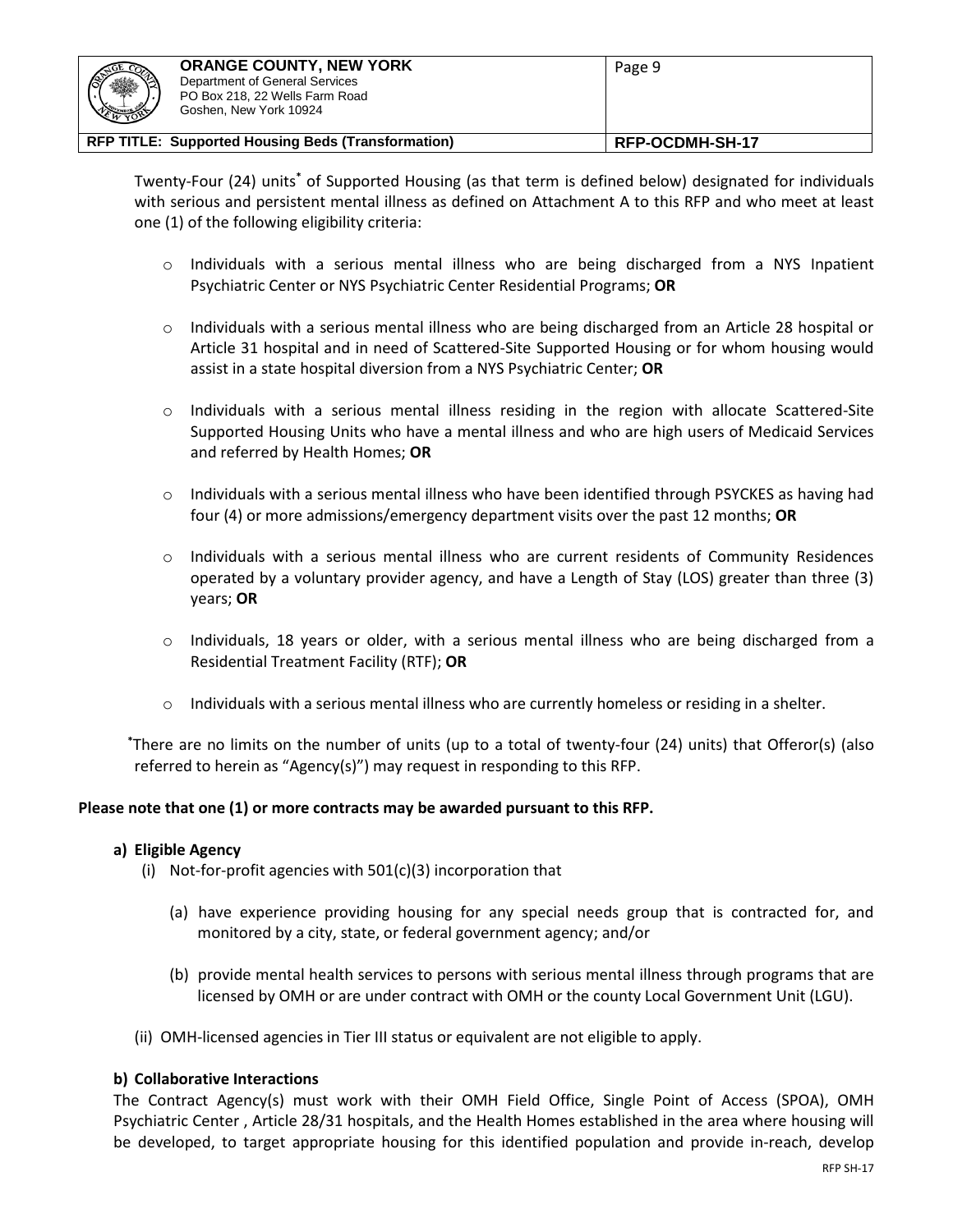Twenty-Four (24) units* of Supported Housing (as that term is defined below) designated for individuals with serious and persistent mental illness as defined on Attachment A to this RFP and who meet at least one (1) of the following eligibility criteria:

- Individuals with a serious mental illness who are being discharged from a NYS Inpatient Psychiatric Center or NYS Psychiatric Center Residential Programs; **OR**
- Individuals with a serious mental illness who are being discharged from an Article 28 hospital or Article 31 hospital and in need of Scattered-Site Supported Housing or for whom housing would assist in a state hospital diversion from a NYS Psychiatric Center; **OR**
- Individuals with a serious mental illness residing in the region with allocate Scattered-Site Supported Housing Units who have a mental illness and who are high users of Medicaid Services and referred by Health Homes; **OR**
- Individuals with a serious mental illness who have been identified through PSYCKES as having had four (4) or more admissions/emergency department visits over the past 12 months; **OR**
- Individuals with a serious mental illness who are current residents of Community Residences operated by a voluntary provider agency, and have a Length of Stay (LOS) greater than three (3) years; **OR**
- Individuals, 18 years or older, with a serious mental illness who are being discharged from a Residential Treatment Facility (RTF); **OR**
- Individuals with a serious mental illness who are currently homeless or residing in a shelter.

*There are no limits on the number of units (up to a total of twenty-four (24) units) that Offeror(s) (also referred to herein as "Agency(s)") may request in responding to this RFP.

**Please note that one (1) or more contracts may be awarded pursuant to this RFP.**

**a) Eligible Agency**

(i) Not-for-profit agencies with 501(c)(3) incorporation that

(a) have experience providing housing for any special needs group that is contracted for, and monitored by a city, state, or federal government agency; and/or

(b) provide mental health services to persons with serious mental illness through programs that are licensed by OMH or are under contract with OMH or the county Local Government Unit (LGU).

(ii) OMH-licensed agencies in Tier III status or equivalent are not eligible to apply.

**b) Collaborative Interactions**

The Contract Agency(s) must work with their OMH Field Office, Single Point of Access (SPOA), OMH Psychiatric Center , Article 28/31 hospitals, and the Health Homes established in the area where housing will be developed, to target appropriate housing for this identified population and provide in-reach, develop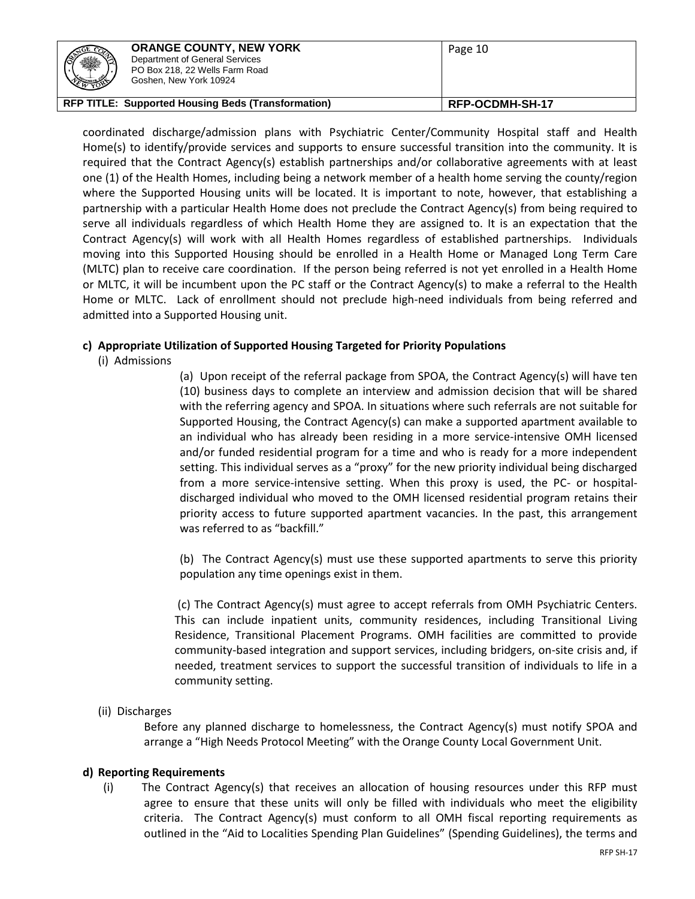coordinated discharge/admission plans with Psychiatric Center/Community Hospital staff and Health Home(s) to identify/provide services and supports to ensure successful transition into the community. It is required that the Contract Agency(s) establish partnerships and/or collaborative agreements with at least one (1) of the Health Homes, including being a network member of a health home serving the county/region where the Supported Housing units will be located. It is important to note, however, that establishing a partnership with a particular Health Home does not preclude the Contract Agency(s) from being required to serve all individuals regardless of which Health Home they are assigned to. It is an expectation that the Contract Agency(s) will work with all Health Homes regardless of established partnerships. Individuals moving into this Supported Housing should be enrolled in a Health Home or Managed Long Term Care (MLTC) plan to receive care coordination. If the person being referred is not yet enrolled in a Health Home or MLTC, it will be incumbent upon the PC staff or the Contract Agency(s) to make a referral to the Health Home or MLTC. Lack of enrollment should not preclude high-need individuals from being referred and admitted into a Supported Housing unit.

**c) Appropriate Utilization of Supported Housing Targeted for Priority Populations**

(i) Admissions

(a) Upon receipt of the referral package from SPOA, the Contract Agency(s) will have ten (10) business days to complete an interview and admission decision that will be shared with the referring agency and SPOA. In situations where such referrals are not suitable for Supported Housing, the Contract Agency(s) can make a supported apartment available to an individual who has already been residing in a more service-intensive OMH licensed and/or funded residential program for a time and who is ready for a more independent setting. This individual serves as a "proxy" for the new priority individual being discharged from a more service-intensive setting. When this proxy is used, the PC- or hospital-discharged individual who moved to the OMH licensed residential program retains their priority access to future supported apartment vacancies. In the past, this arrangement was referred to as "backfill."

(b) The Contract Agency(s) must use these supported apartments to serve this priority population any time openings exist in them.

(c) The Contract Agency(s) must agree to accept referrals from OMH Psychiatric Centers. This can include inpatient units, community residences, including Transitional Living Residence, Transitional Placement Programs. OMH facilities are committed to provide community-based integration and support services, including bridgers, on-site crisis and, if needed, treatment services to support the successful transition of individuals to life in a community setting.

(ii) Discharges

Before any planned discharge to homelessness, the Contract Agency(s) must notify SPOA and arrange a "High Needs Protocol Meeting" with the Orange County Local Government Unit.

**d) Reporting Requirements**

(i) The Contract Agency(s) that receives an allocation of housing resources under this RFP must agree to ensure that these units will only be filled with individuals who meet the eligibility criteria. The Contract Agency(s) must conform to all OMH fiscal reporting requirements as outlined in the "Aid to Localities Spending Plan Guidelines" (Spending Guidelines), the terms and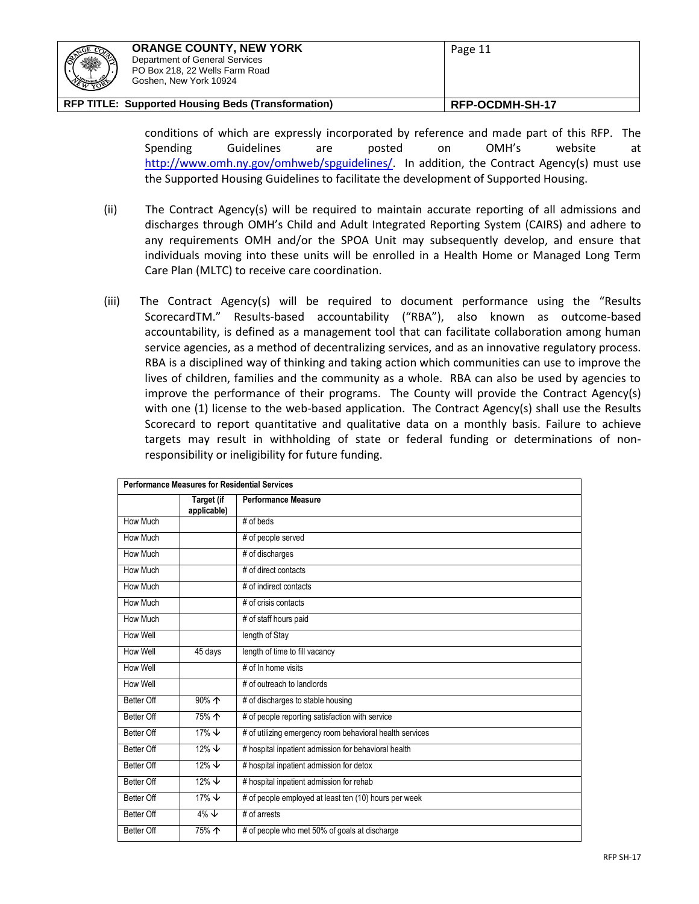conditions of which are expressly incorporated by reference and made part of this RFP. The Spending Guidelines are posted on OMH's website at http://www.omh.ny.gov/omhweb/spguidelines/. In addition, the Contract Agency(s) must use the Supported Housing Guidelines to facilitate the development of Supported Housing.

(ii) The Contract Agency(s) will be required to maintain accurate reporting of all admissions and discharges through OMH's Child and Adult Integrated Reporting System (CAIRS) and adhere to any requirements OMH and/or the SPOA Unit may subsequently develop, and ensure that individuals moving into these units will be enrolled in a Health Home or Managed Long Term Care Plan (MLTC) to receive care coordination.

(iii) The Contract Agency(s) will be required to document performance using the "Results ScorecardTM." Results-based accountability ("RBA"), also known as outcome-based accountability, is defined as a management tool that can facilitate collaboration among human service agencies, as a method of decentralizing services, and as an innovative regulatory process. RBA is a disciplined way of thinking and taking action which communities can use to improve the lives of children, families and the community as a whole. RBA can also be used by agencies to improve the performance of their programs. The County will provide the Contract Agency(s) with one (1) license to the web-based application. The Contract Agency(s) shall use the Results Scorecard to report quantitative and qualitative data on a monthly basis. Failure to achieve targets may result in withholding of state or federal funding or determinations of non-responsibility or ineligibility for future funding.

| **Performance Measures for Residential Services** | | |
|---|---|---|
| | **Target (if applicable)** | **Performance Measure** |
| How Much | | # of beds |
| How Much | | # of people served |
| How Much | | # of discharges |
| How Much | | # of direct contacts |
| How Much | | # of indirect contacts |
| How Much | | # of crisis contacts |
| How Much | | # of staff hours paid |
| How Well | | length of Stay |
| How Well | 45 days | length of time to fill vacancy |
| How Well | | # of In home visits |
| How Well | | # of outreach to landlords |
| Better Off | 90% ↑ | # of discharges to stable housing |
| Better Off | 75% ↑ | # of people reporting satisfaction with service |
| Better Off | 17% ↓ | # of utilizing emergency room behavioral health services |
| Better Off | 12% ↓ | # hospital inpatient admission for behavioral health |
| Better Off | 12% ↓ | # hospital inpatient admission for detox |
| Better Off | 12% ↓ | # hospital inpatient admission for rehab |
| Better Off | 17% ↓ | # of people employed at least ten (10) hours per week |
| Better Off | 4% ↓ | # of arrests |
| Better Off | 75% ↑ | # of people who met 50% of goals at discharge |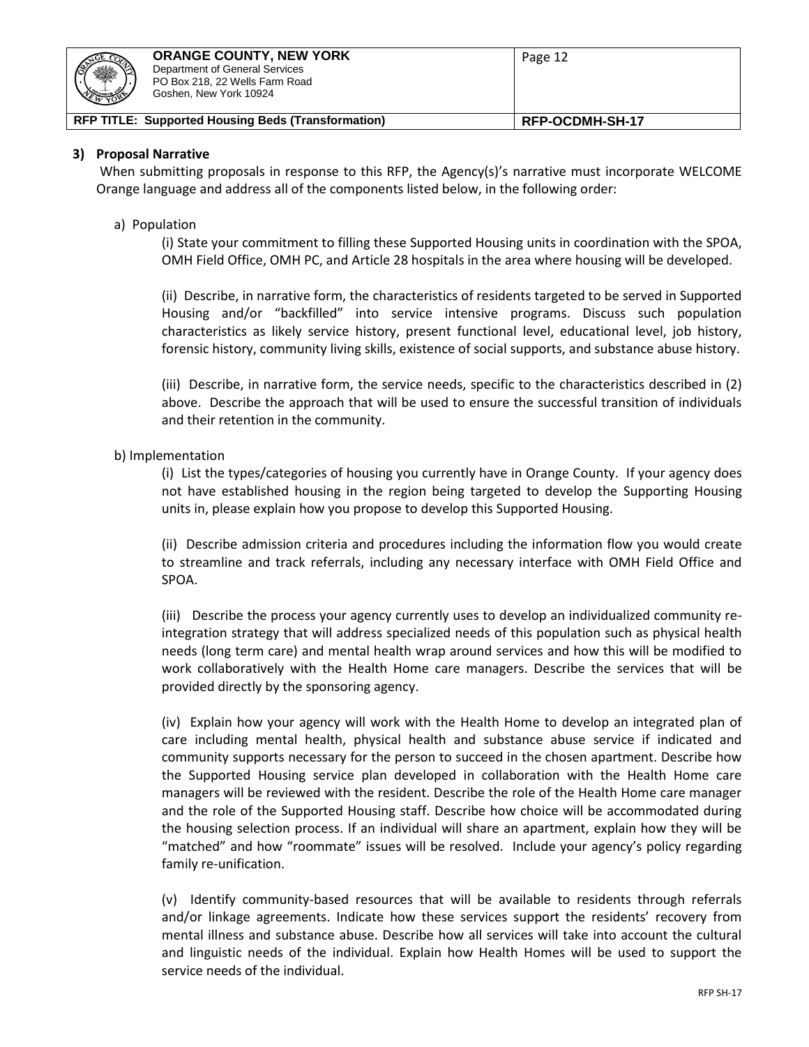### 3) Proposal Narrative

When submitting proposals in response to this RFP, the Agency(s)'s narrative must incorporate WELCOME Orange language and address all of the components listed below, in the following order:

a) Population

(i) State your commitment to filling these Supported Housing units in coordination with the SPOA, OMH Field Office, OMH PC, and Article 28 hospitals in the area where housing will be developed.

(ii) Describe, in narrative form, the characteristics of residents targeted to be served in Supported Housing and/or "backfilled" into service intensive programs. Discuss such population characteristics as likely service history, present functional level, educational level, job history, forensic history, community living skills, existence of social supports, and substance abuse history.

(iii) Describe, in narrative form, the service needs, specific to the characteristics described in (2) above. Describe the approach that will be used to ensure the successful transition of individuals and their retention in the community.

b) Implementation

(i) List the types/categories of housing you currently have in Orange County. If your agency does not have established housing in the region being targeted to develop the Supporting Housing units in, please explain how you propose to develop this Supported Housing.

(ii) Describe admission criteria and procedures including the information flow you would create to streamline and track referrals, including any necessary interface with OMH Field Office and SPOA.

(iii) Describe the process your agency currently uses to develop an individualized community re-integration strategy that will address specialized needs of this population such as physical health needs (long term care) and mental health wrap around services and how this will be modified to work collaboratively with the Health Home care managers. Describe the services that will be provided directly by the sponsoring agency.

(iv) Explain how your agency will work with the Health Home to develop an integrated plan of care including mental health, physical health and substance abuse service if indicated and community supports necessary for the person to succeed in the chosen apartment. Describe how the Supported Housing service plan developed in collaboration with the Health Home care managers will be reviewed with the resident. Describe the role of the Health Home care manager and the role of the Supported Housing staff. Describe how choice will be accommodated during the housing selection process. If an individual will share an apartment, explain how they will be "matched" and how "roommate" issues will be resolved. Include your agency's policy regarding family re-unification.

(v) Identify community-based resources that will be available to residents through referrals and/or linkage agreements. Indicate how these services support the residents' recovery from mental illness and substance abuse. Describe how all services will take into account the cultural and linguistic needs of the individual. Explain how Health Homes will be used to support the service needs of the individual.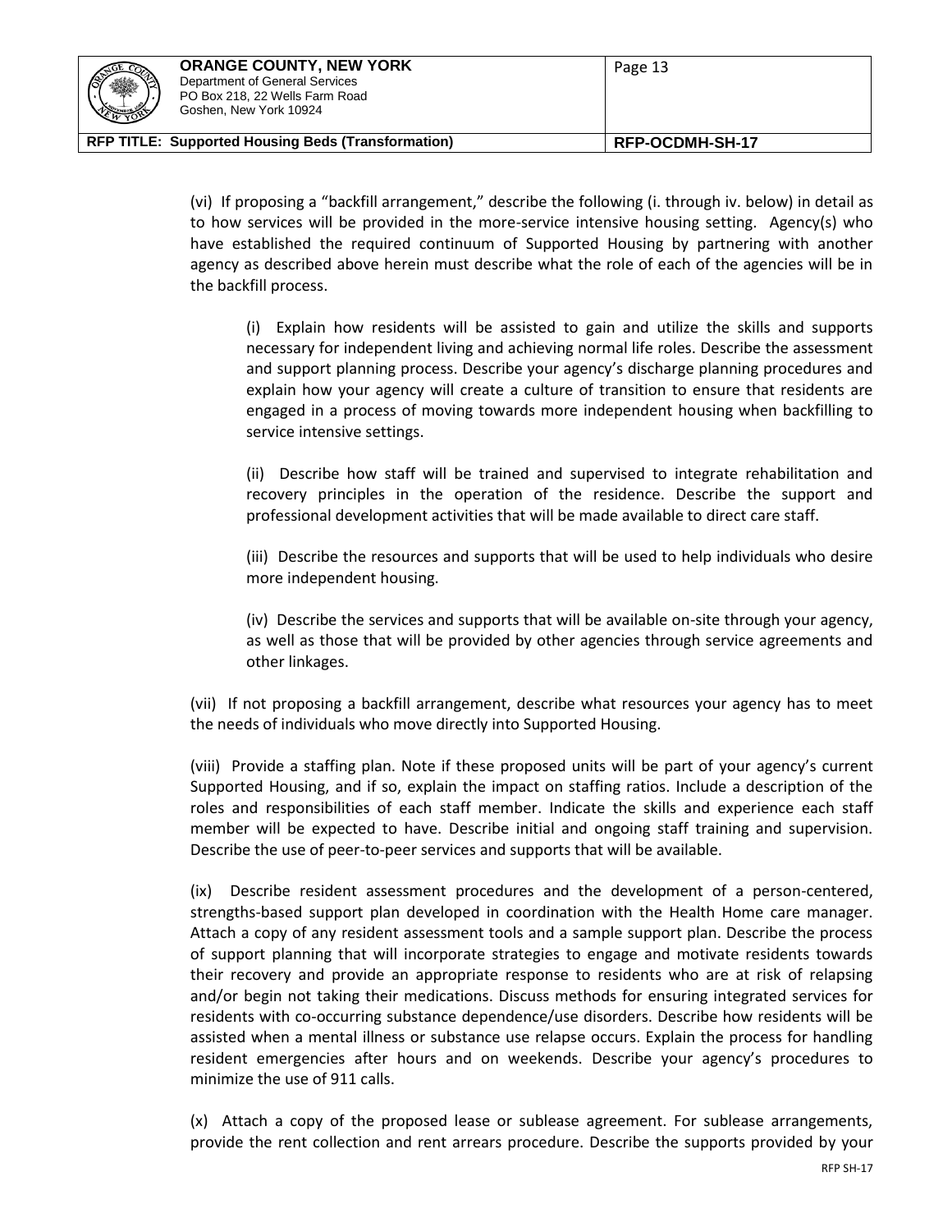(vi) If proposing a "backfill arrangement," describe the following (i. through iv. below) in detail as to how services will be provided in the more-service intensive housing setting. Agency(s) who have established the required continuum of Supported Housing by partnering with another agency as described above herein must describe what the role of each of the agencies will be in the backfill process.

(i) Explain how residents will be assisted to gain and utilize the skills and supports necessary for independent living and achieving normal life roles. Describe the assessment and support planning process. Describe your agency's discharge planning procedures and explain how your agency will create a culture of transition to ensure that residents are engaged in a process of moving towards more independent housing when backfilling to service intensive settings.

(ii) Describe how staff will be trained and supervised to integrate rehabilitation and recovery principles in the operation of the residence. Describe the support and professional development activities that will be made available to direct care staff.

(iii) Describe the resources and supports that will be used to help individuals who desire more independent housing.

(iv) Describe the services and supports that will be available on-site through your agency, as well as those that will be provided by other agencies through service agreements and other linkages.

(vii) If not proposing a backfill arrangement, describe what resources your agency has to meet the needs of individuals who move directly into Supported Housing.

(viii) Provide a staffing plan. Note if these proposed units will be part of your agency's current Supported Housing, and if so, explain the impact on staffing ratios. Include a description of the roles and responsibilities of each staff member. Indicate the skills and experience each staff member will be expected to have. Describe initial and ongoing staff training and supervision. Describe the use of peer-to-peer services and supports that will be available.

(ix) Describe resident assessment procedures and the development of a person-centered, strengths-based support plan developed in coordination with the Health Home care manager. Attach a copy of any resident assessment tools and a sample support plan. Describe the process of support planning that will incorporate strategies to engage and motivate residents towards their recovery and provide an appropriate response to residents who are at risk of relapsing and/or begin not taking their medications. Discuss methods for ensuring integrated services for residents with co-occurring substance dependence/use disorders. Describe how residents will be assisted when a mental illness or substance use relapse occurs. Explain the process for handling resident emergencies after hours and on weekends. Describe your agency's procedures to minimize the use of 911 calls.

(x) Attach a copy of the proposed lease or sublease agreement. For sublease arrangements, provide the rent collection and rent arrears procedure. Describe the supports provided by your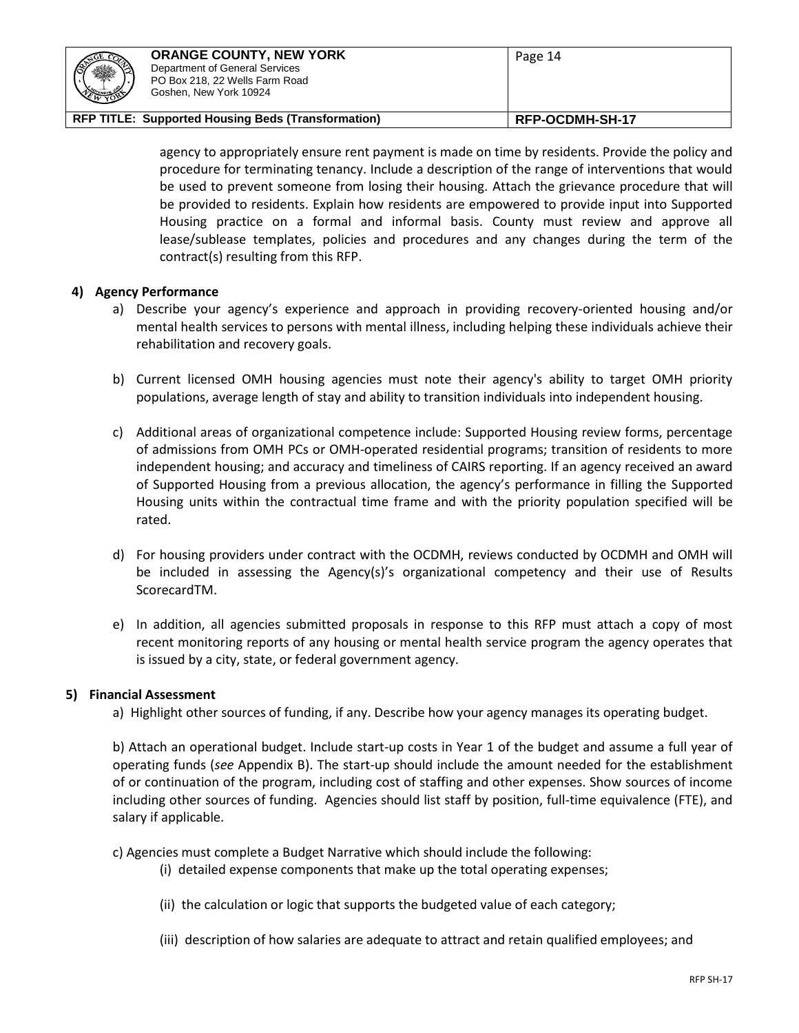agency to appropriately ensure rent payment is made on time by residents. Provide the policy and procedure for terminating tenancy. Include a description of the range of interventions that would be used to prevent someone from losing their housing. Attach the grievance procedure that will be provided to residents. Explain how residents are empowered to provide input into Supported Housing practice on a formal and informal basis. County must review and approve all lease/sublease templates, policies and procedures and any changes during the term of the contract(s) resulting from this RFP.

**4) Agency Performance**

a) Describe your agency's experience and approach in providing recovery-oriented housing and/or mental health services to persons with mental illness, including helping these individuals achieve their rehabilitation and recovery goals.

b) Current licensed OMH housing agencies must note their agency's ability to target OMH priority populations, average length of stay and ability to transition individuals into independent housing.

c) Additional areas of organizational competence include: Supported Housing review forms, percentage of admissions from OMH PCs or OMH-operated residential programs; transition of residents to more independent housing; and accuracy and timeliness of CAIRS reporting. If an agency received an award of Supported Housing from a previous allocation, the agency's performance in filling the Supported Housing units within the contractual time frame and with the priority population specified will be rated.

d) For housing providers under contract with the OCDMH, reviews conducted by OCDMH and OMH will be included in assessing the Agency(s)'s organizational competency and their use of Results ScorecardTM.

e) In addition, all agencies submitted proposals in response to this RFP must attach a copy of most recent monitoring reports of any housing or mental health service program the agency operates that is issued by a city, state, or federal government agency.

**5) Financial Assessment**

a) Highlight other sources of funding, if any. Describe how your agency manages its operating budget.

b) Attach an operational budget. Include start-up costs in Year 1 of the budget and assume a full year of operating funds (*see* Appendix B). The start-up should include the amount needed for the establishment of or continuation of the program, including cost of staffing and other expenses. Show sources of income including other sources of funding. Agencies should list staff by position, full-time equivalence (FTE), and salary if applicable.

c) Agencies must complete a Budget Narrative which should include the following:

(i) detailed expense components that make up the total operating expenses;

(ii) the calculation or logic that supports the budgeted value of each category;

(iii) description of how salaries are adequate to attract and retain qualified employees; and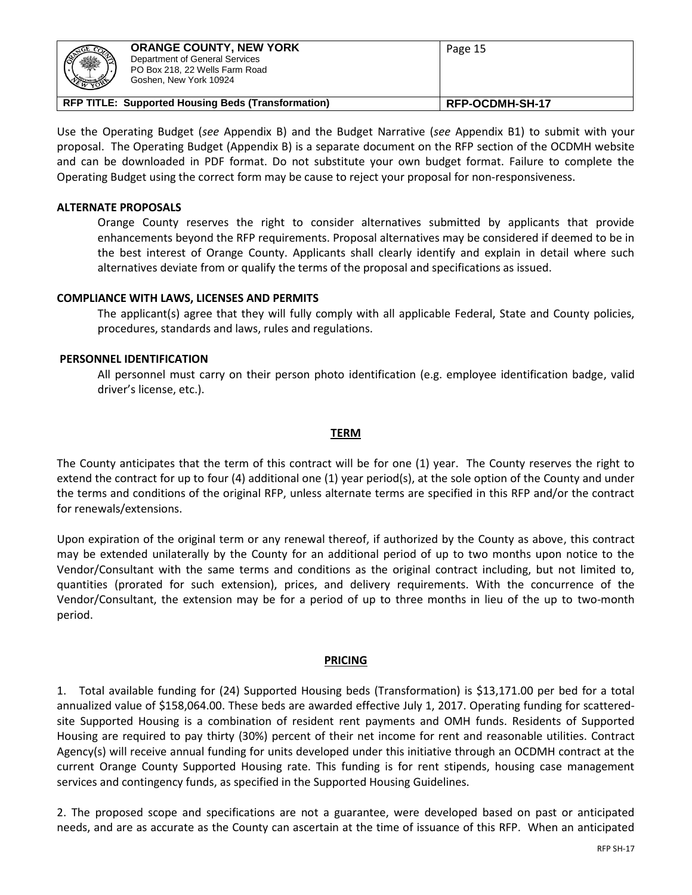Use the Operating Budget (*see* Appendix B) and the Budget Narrative (*see* Appendix B1) to submit with your proposal. The Operating Budget (Appendix B) is a separate document on the RFP section of the OCDMH website and can be downloaded in PDF format. Do not substitute your own budget format. Failure to complete the Operating Budget using the correct form may be cause to reject your proposal for non-responsiveness.

**ALTERNATE PROPOSALS**

Orange County reserves the right to consider alternatives submitted by applicants that provide enhancements beyond the RFP requirements. Proposal alternatives may be considered if deemed to be in the best interest of Orange County. Applicants shall clearly identify and explain in detail where such alternatives deviate from or qualify the terms of the proposal and specifications as issued.

**COMPLIANCE WITH LAWS, LICENSES AND PERMITS**

The applicant(s) agree that they will fully comply with all applicable Federal, State and County policies, procedures, standards and laws, rules and regulations.

**PERSONNEL IDENTIFICATION**

All personnel must carry on their person photo identification (e.g. employee identification badge, valid driver's license, etc.).

## TERM

The County anticipates that the term of this contract will be for one (1) year. The County reserves the right to extend the contract for up to four (4) additional one (1) year period(s), at the sole option of the County and under the terms and conditions of the original RFP, unless alternate terms are specified in this RFP and/or the contract for renewals/extensions.

Upon expiration of the original term or any renewal thereof, if authorized by the County as above, this contract may be extended unilaterally by the County for an additional period of up to two months upon notice to the Vendor/Consultant with the same terms and conditions as the original contract including, but not limited to, quantities (prorated for such extension), prices, and delivery requirements. With the concurrence of the Vendor/Consultant, the extension may be for a period of up to three months in lieu of the up to two-month period.

## PRICING

1. Total available funding for (24) Supported Housing beds (Transformation) is $13,171.00 per bed for a total annualized value of $158,064.00. These beds are awarded effective July 1, 2017. Operating funding for scattered-site Supported Housing is a combination of resident rent payments and OMH funds. Residents of Supported Housing are required to pay thirty (30%) percent of their net income for rent and reasonable utilities. Contract Agency(s) will receive annual funding for units developed under this initiative through an OCDMH contract at the current Orange County Supported Housing rate. This funding is for rent stipends, housing case management services and contingency funds, as specified in the Supported Housing Guidelines.

2. The proposed scope and specifications are not a guarantee, were developed based on past or anticipated needs, and are as accurate as the County can ascertain at the time of issuance of this RFP. When an anticipated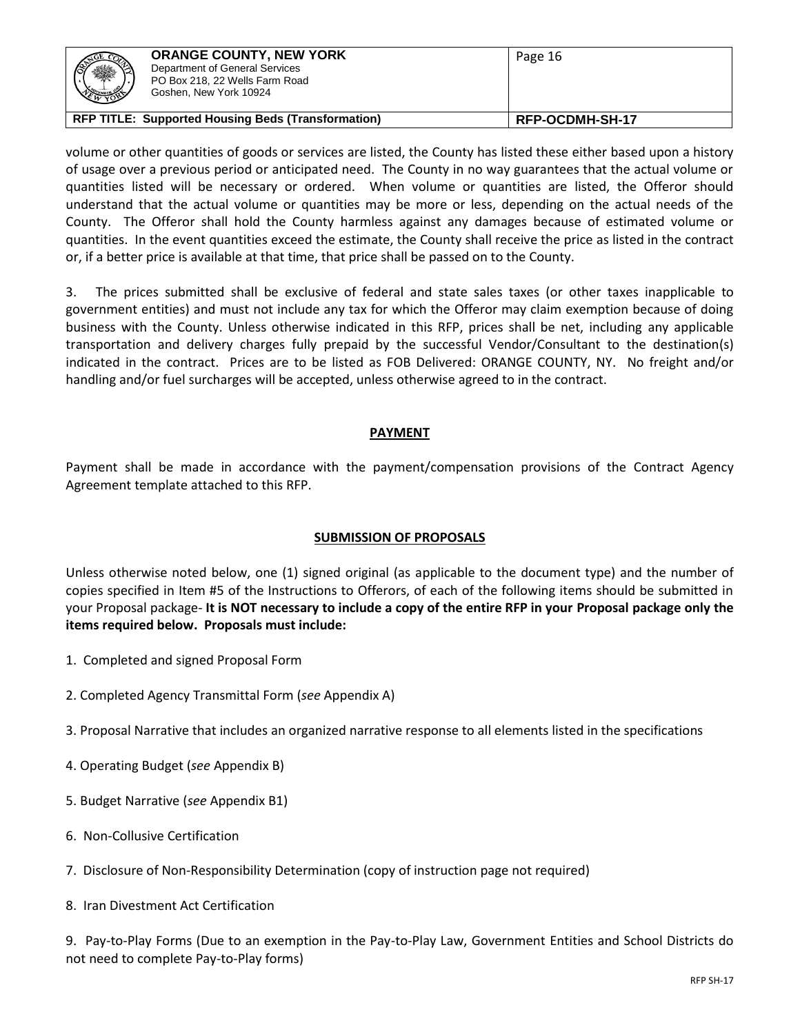volume or other quantities of goods or services are listed, the County has listed these either based upon a history of usage over a previous period or anticipated need. The County in no way guarantees that the actual volume or quantities listed will be necessary or ordered. When volume or quantities are listed, the Offeror should understand that the actual volume or quantities may be more or less, depending on the actual needs of the County. The Offeror shall hold the County harmless against any damages because of estimated volume or quantities. In the event quantities exceed the estimate, the County shall receive the price as listed in the contract or, if a better price is available at that time, that price shall be passed on to the County.

3. The prices submitted shall be exclusive of federal and state sales taxes (or other taxes inapplicable to government entities) and must not include any tax for which the Offeror may claim exemption because of doing business with the County. Unless otherwise indicated in this RFP, prices shall be net, including any applicable transportation and delivery charges fully prepaid by the successful Vendor/Consultant to the destination(s) indicated in the contract. Prices are to be listed as FOB Delivered: ORANGE COUNTY, NY. No freight and/or handling and/or fuel surcharges will be accepted, unless otherwise agreed to in the contract.

## PAYMENT

Payment shall be made in accordance with the payment/compensation provisions of the Contract Agency Agreement template attached to this RFP.

## SUBMISSION OF PROPOSALS

Unless otherwise noted below, one (1) signed original (as applicable to the document type) and the number of copies specified in Item #5 of the Instructions to Offerors, of each of the following items should be submitted in your Proposal package- **It is NOT necessary to include a copy of the entire RFP in your Proposal package only the items required below. Proposals must include:**

1. Completed and signed Proposal Form

2. Completed Agency Transmittal Form (*see* Appendix A)

3. Proposal Narrative that includes an organized narrative response to all elements listed in the specifications

4. Operating Budget (*see* Appendix B)

5. Budget Narrative (*see* Appendix B1)

6. Non-Collusive Certification

7. Disclosure of Non-Responsibility Determination (copy of instruction page not required)

8. Iran Divestment Act Certification

9. Pay-to-Play Forms (Due to an exemption in the Pay-to-Play Law, Government Entities and School Districts do not need to complete Pay-to-Play forms)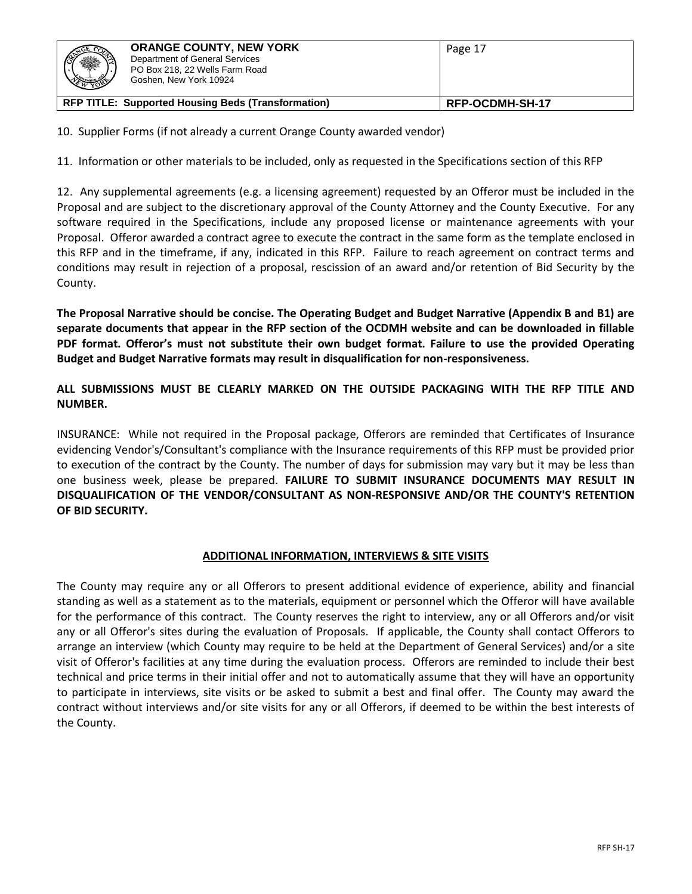10. Supplier Forms (if not already a current Orange County awarded vendor)

11. Information or other materials to be included, only as requested in the Specifications section of this RFP

12. Any supplemental agreements (e.g. a licensing agreement) requested by an Offeror must be included in the Proposal and are subject to the discretionary approval of the County Attorney and the County Executive. For any software required in the Specifications, include any proposed license or maintenance agreements with your Proposal. Offeror awarded a contract agree to execute the contract in the same form as the template enclosed in this RFP and in the timeframe, if any, indicated in this RFP. Failure to reach agreement on contract terms and conditions may result in rejection of a proposal, rescission of an award and/or retention of Bid Security by the County.

**The Proposal Narrative should be concise. The Operating Budget and Budget Narrative (Appendix B and B1) are separate documents that appear in the RFP section of the OCDMH website and can be downloaded in fillable PDF format. Offeror's must not substitute their own budget format. Failure to use the provided Operating Budget and Budget Narrative formats may result in disqualification for non-responsiveness.**

**ALL SUBMISSIONS MUST BE CLEARLY MARKED ON THE OUTSIDE PACKAGING WITH THE RFP TITLE AND NUMBER.**

INSURANCE: While not required in the Proposal package, Offerors are reminded that Certificates of Insurance evidencing Vendor's/Consultant's compliance with the Insurance requirements of this RFP must be provided prior to execution of the contract by the County. The number of days for submission may vary but it may be less than one business week, please be prepared. **FAILURE TO SUBMIT INSURANCE DOCUMENTS MAY RESULT IN DISQUALIFICATION OF THE VENDOR/CONSULTANT AS NON-RESPONSIVE AND/OR THE COUNTY'S RETENTION OF BID SECURITY.**

## ADDITIONAL INFORMATION, INTERVIEWS & SITE VISITS

The County may require any or all Offerors to present additional evidence of experience, ability and financial standing as well as a statement as to the materials, equipment or personnel which the Offeror will have available for the performance of this contract. The County reserves the right to interview, any or all Offerors and/or visit any or all Offeror's sites during the evaluation of Proposals. If applicable, the County shall contact Offerors to arrange an interview (which County may require to be held at the Department of General Services) and/or a site visit of Offeror's facilities at any time during the evaluation process. Offerors are reminded to include their best technical and price terms in their initial offer and not to automatically assume that they will have an opportunity to participate in interviews, site visits or be asked to submit a best and final offer. The County may award the contract without interviews and/or site visits for any or all Offerors, if deemed to be within the best interests of the County.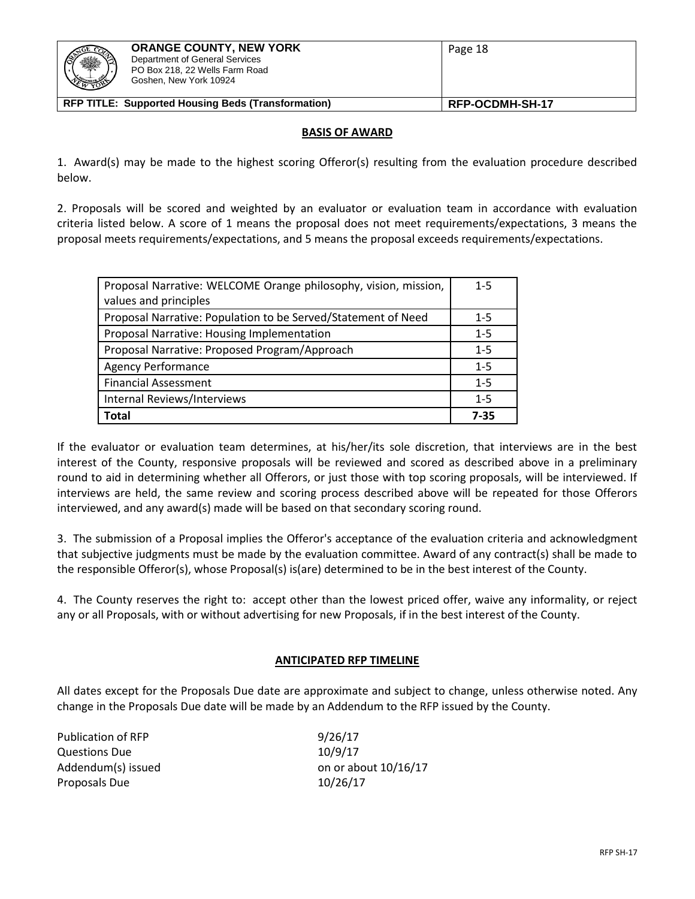## BASIS OF AWARD

1. Award(s) may be made to the highest scoring Offeror(s) resulting from the evaluation procedure described below.

2. Proposals will be scored and weighted by an evaluator or evaluation team in accordance with evaluation criteria listed below. A score of 1 means the proposal does not meet requirements/expectations, 3 means the proposal meets requirements/expectations, and 5 means the proposal exceeds requirements/expectations.

| Criteria | Score |
|---|---|
| Proposal Narrative: WELCOME Orange philosophy, vision, mission, values and principles | 1-5 |
| Proposal Narrative: Population to be Served/Statement of Need | 1-5 |
| Proposal Narrative: Housing Implementation | 1-5 |
| Proposal Narrative: Proposed Program/Approach | 1-5 |
| Agency Performance | 1-5 |
| Financial Assessment | 1-5 |
| Internal Reviews/Interviews | 1-5 |
| **Total** | **7-35** |

If the evaluator or evaluation team determines, at his/her/its sole discretion, that interviews are in the best interest of the County, responsive proposals will be reviewed and scored as described above in a preliminary round to aid in determining whether all Offerors, or just those with top scoring proposals, will be interviewed. If interviews are held, the same review and scoring process described above will be repeated for those Offerors interviewed, and any award(s) made will be based on that secondary scoring round.

3. The submission of a Proposal implies the Offeror's acceptance of the evaluation criteria and acknowledgment that subjective judgments must be made by the evaluation committee. Award of any contract(s) shall be made to the responsible Offeror(s), whose Proposal(s) is(are) determined to be in the best interest of the County.

4. The County reserves the right to: accept other than the lowest priced offer, waive any informality, or reject any or all Proposals, with or without advertising for new Proposals, if in the best interest of the County.

## ANTICIPATED RFP TIMELINE

All dates except for the Proposals Due date are approximate and subject to change, unless otherwise noted. Any change in the Proposals Due date will be made by an Addendum to the RFP issued by the County.

| | |
|---|---|
| Publication of RFP | 9/26/17 |
| Questions Due | 10/9/17 |
| Addendum(s) issued | on or about 10/16/17 |
| Proposals Due | 10/26/17 |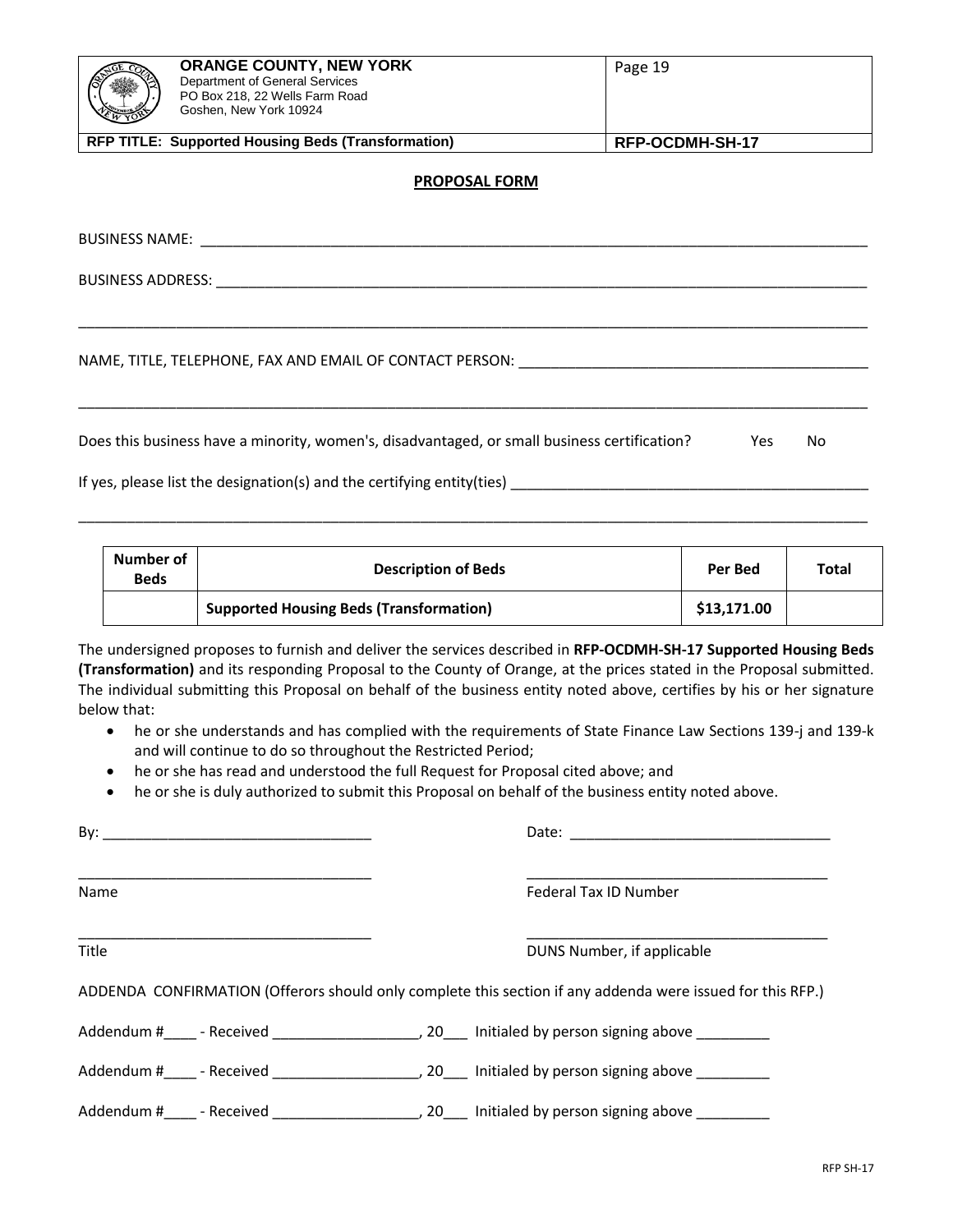# PROPOSAL FORM

BUSINESS NAME: ___________________________________________________________________________________

BUSINESS ADDRESS: ________________________________________________________________________________

____________________________________________________________________________________________________

NAME, TITLE, TELEPHONE, FAX AND EMAIL OF CONTACT PERSON: ____________________________________________

____________________________________________________________________________________________________

Does this business have a minority, women's, disadvantaged, or small business certification? Yes No

If yes, please list the designation(s) and the certifying entity(ties) ____________________________________________

____________________________________________________________________________________________________

| Number of Beds | Description of Beds | Per Bed | Total |
|---|---|---|---|
| | **Supported Housing Beds (Transformation)** | **$13,171.00** | |

The undersigned proposes to furnish and deliver the services described in **RFP-OCDMH-SH-17 Supported Housing Beds (Transformation)** and its responding Proposal to the County of Orange, at the prices stated in the Proposal submitted. The individual submitting this Proposal on behalf of the business entity noted above, certifies by his or her signature below that:

- he or she understands and has complied with the requirements of State Finance Law Sections 139-j and 139-k and will continue to do so throughout the Restricted Period;
- he or she has read and understood the full Request for Proposal cited above; and
- he or she is duly authorized to submit this Proposal on behalf of the business entity noted above.

By: _________________________________ Date: _________________________________

_____________________________________ _____________________________________

Name Federal Tax ID Number

_____________________________________ _____________________________________

Title DUNS Number, if applicable

ADDENDA CONFIRMATION (Offerors should only complete this section if any addenda were issued for this RFP.)

Addendum #____ - Received __________________, 20___ Initialed by person signing above _________

Addendum #____ - Received __________________, 20___ Initialed by person signing above _________

Addendum #____ - Received __________________, 20___ Initialed by person signing above _________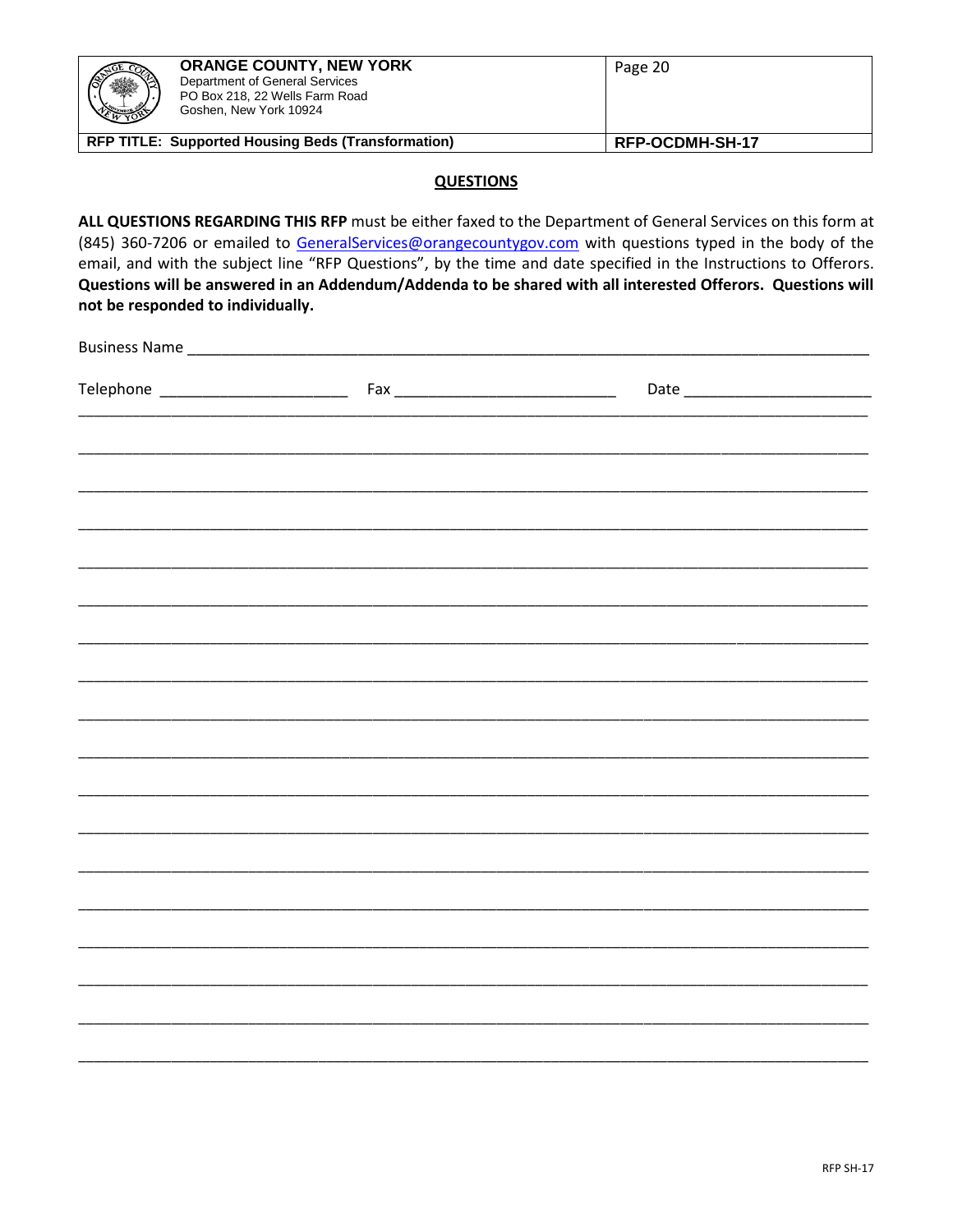## QUESTIONS

**ALL QUESTIONS REGARDING THIS RFP** must be either faxed to the Department of General Services on this form at (845) 360-7206 or emailed to GeneralServices@orangecountygov.com with questions typed in the body of the email, and with the subject line "RFP Questions", by the time and date specified in the Instructions to Offerors. **Questions will be answered in an Addendum/Addenda to be shared with all interested Offerors. Questions will not be responded to individually.**

Business Name ___________________________________________________________________________

Telephone _____________________ Fax __________________________ Date _____________________

___________________________________________________________________________________________

___________________________________________________________________________________________

___________________________________________________________________________________________

___________________________________________________________________________________________

___________________________________________________________________________________________

___________________________________________________________________________________________

___________________________________________________________________________________________

___________________________________________________________________________________________

___________________________________________________________________________________________

___________________________________________________________________________________________

___________________________________________________________________________________________

___________________________________________________________________________________________

___________________________________________________________________________________________

___________________________________________________________________________________________

___________________________________________________________________________________________

___________________________________________________________________________________________

___________________________________________________________________________________________

___________________________________________________________________________________________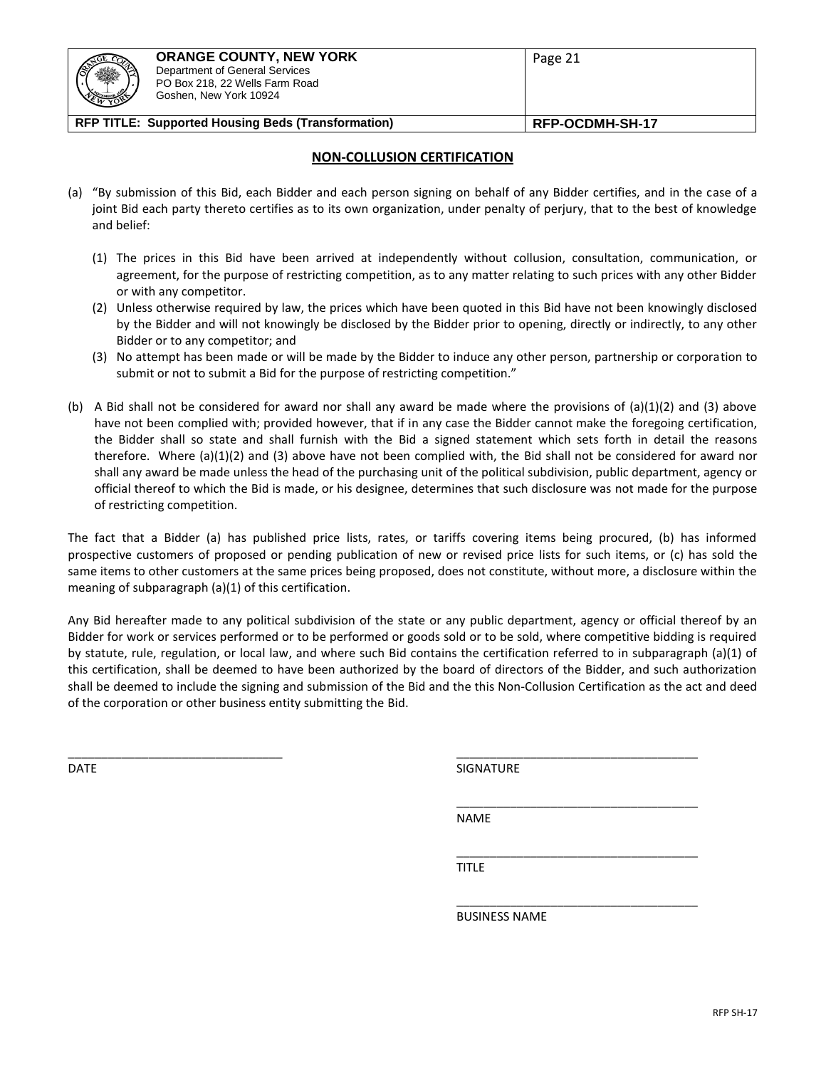## NON-COLLUSION CERTIFICATION

(a) "By submission of this Bid, each Bidder and each person signing on behalf of any Bidder certifies, and in the case of a joint Bid each party thereto certifies as to its own organization, under penalty of perjury, that to the best of knowledge and belief:

   (1) The prices in this Bid have been arrived at independently without collusion, consultation, communication, or agreement, for the purpose of restricting competition, as to any matter relating to such prices with any other Bidder or with any competitor.
   (2) Unless otherwise required by law, the prices which have been quoted in this Bid have not been knowingly disclosed by the Bidder and will not knowingly be disclosed by the Bidder prior to opening, directly or indirectly, to any other Bidder or to any competitor; and
   (3) No attempt has been made or will be made by the Bidder to induce any other person, partnership or corporation to submit or not to submit a Bid for the purpose of restricting competition."

(b) A Bid shall not be considered for award nor shall any award be made where the provisions of (a)(1)(2) and (3) above have not been complied with; provided however, that if in any case the Bidder cannot make the foregoing certification, the Bidder shall so state and shall furnish with the Bid a signed statement which sets forth in detail the reasons therefore. Where (a)(1)(2) and (3) above have not been complied with, the Bid shall not be considered for award nor shall any award be made unless the head of the purchasing unit of the political subdivision, public department, agency or official thereof to which the Bid is made, or his designee, determines that such disclosure was not made for the purpose of restricting competition.

The fact that a Bidder (a) has published price lists, rates, or tariffs covering items being procured, (b) has informed prospective customers of proposed or pending publication of new or revised price lists for such items, or (c) has sold the same items to other customers at the same prices being proposed, does not constitute, without more, a disclosure within the meaning of subparagraph (a)(1) of this certification.

Any Bid hereafter made to any political subdivision of the state or any public department, agency or official thereof by an Bidder for work or services performed or to be performed or goods sold or to be sold, where competitive bidding is required by statute, rule, regulation, or local law, and where such Bid contains the certification referred to in subparagraph (a)(1) of this certification, shall be deemed to have been authorized by the board of directors of the Bidder, and such authorization shall be deemed to include the signing and submission of the Bid and the this Non-Collusion Certification as the act and deed of the corporation or other business entity submitting the Bid.

________________________________ DATE

________________________________ SIGNATURE

________________________________ NAME

________________________________ TITLE

________________________________ BUSINESS NAME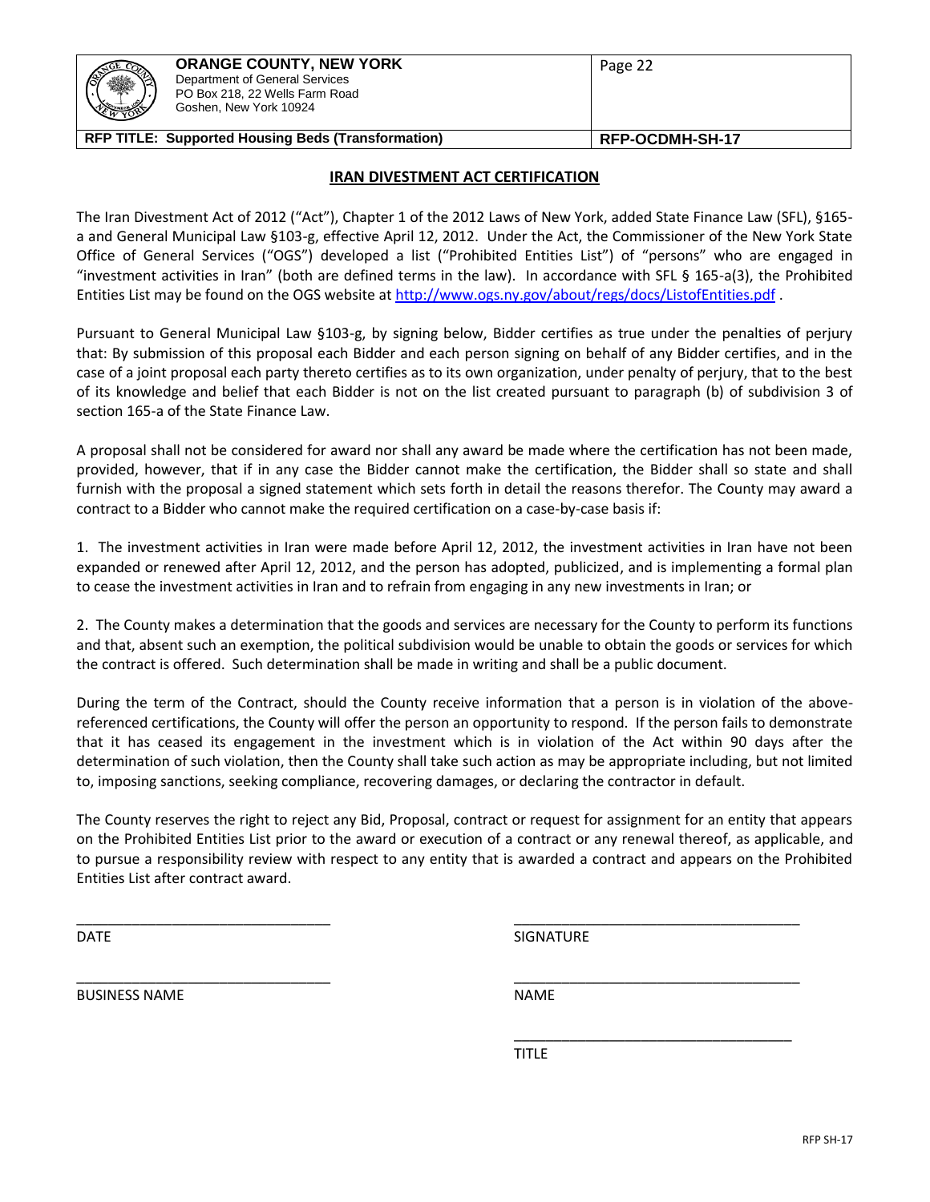## IRAN DIVESTMENT ACT CERTIFICATION

The Iran Divestment Act of 2012 ("Act"), Chapter 1 of the 2012 Laws of New York, added State Finance Law (SFL), §165-a and General Municipal Law §103-g, effective April 12, 2012. Under the Act, the Commissioner of the New York State Office of General Services ("OGS") developed a list ("Prohibited Entities List") of "persons" who are engaged in "investment activities in Iran" (both are defined terms in the law). In accordance with SFL § 165-a(3), the Prohibited Entities List may be found on the OGS website at http://www.ogs.ny.gov/about/regs/docs/ListofEntities.pdf .

Pursuant to General Municipal Law §103-g, by signing below, Bidder certifies as true under the penalties of perjury that: By submission of this proposal each Bidder and each person signing on behalf of any Bidder certifies, and in the case of a joint proposal each party thereto certifies as to its own organization, under penalty of perjury, that to the best of its knowledge and belief that each Bidder is not on the list created pursuant to paragraph (b) of subdivision 3 of section 165-a of the State Finance Law.

A proposal shall not be considered for award nor shall any award be made where the certification has not been made, provided, however, that if in any case the Bidder cannot make the certification, the Bidder shall so state and shall furnish with the proposal a signed statement which sets forth in detail the reasons therefor. The County may award a contract to a Bidder who cannot make the required certification on a case-by-case basis if:

1. The investment activities in Iran were made before April 12, 2012, the investment activities in Iran have not been expanded or renewed after April 12, 2012, and the person has adopted, publicized, and is implementing a formal plan to cease the investment activities in Iran and to refrain from engaging in any new investments in Iran; or

2. The County makes a determination that the goods and services are necessary for the County to perform its functions and that, absent such an exemption, the political subdivision would be unable to obtain the goods or services for which the contract is offered. Such determination shall be made in writing and shall be a public document.

During the term of the Contract, should the County receive information that a person is in violation of the above-referenced certifications, the County will offer the person an opportunity to respond. If the person fails to demonstrate that it has ceased its engagement in the investment which is in violation of the Act within 90 days after the determination of such violation, then the County shall take such action as may be appropriate including, but not limited to, imposing sanctions, seeking compliance, recovering damages, or declaring the contractor in default.

The County reserves the right to reject any Bid, Proposal, contract or request for assignment for an entity that appears on the Prohibited Entities List prior to the award or execution of a contract or any renewal thereof, as applicable, and to pursue a responsibility review with respect to any entity that is awarded a contract and appears on the Prohibited Entities List after contract award.

\_\_\_\_\_\_\_\_\_\_\_\_\_\_\_\_\_\_\_\_\_\_\_\_\_\_\_\_\_\_ DATE

\_\_\_\_\_\_\_\_\_\_\_\_\_\_\_\_\_\_\_\_\_\_\_\_\_\_\_\_\_\_ SIGNATURE

\_\_\_\_\_\_\_\_\_\_\_\_\_\_\_\_\_\_\_\_\_\_\_\_\_\_\_\_\_\_ BUSINESS NAME

\_\_\_\_\_\_\_\_\_\_\_\_\_\_\_\_\_\_\_\_\_\_\_\_\_\_\_\_\_\_ NAME

\_\_\_\_\_\_\_\_\_\_\_\_\_\_\_\_\_\_\_\_\_\_\_\_\_\_\_\_\_\_ TITLE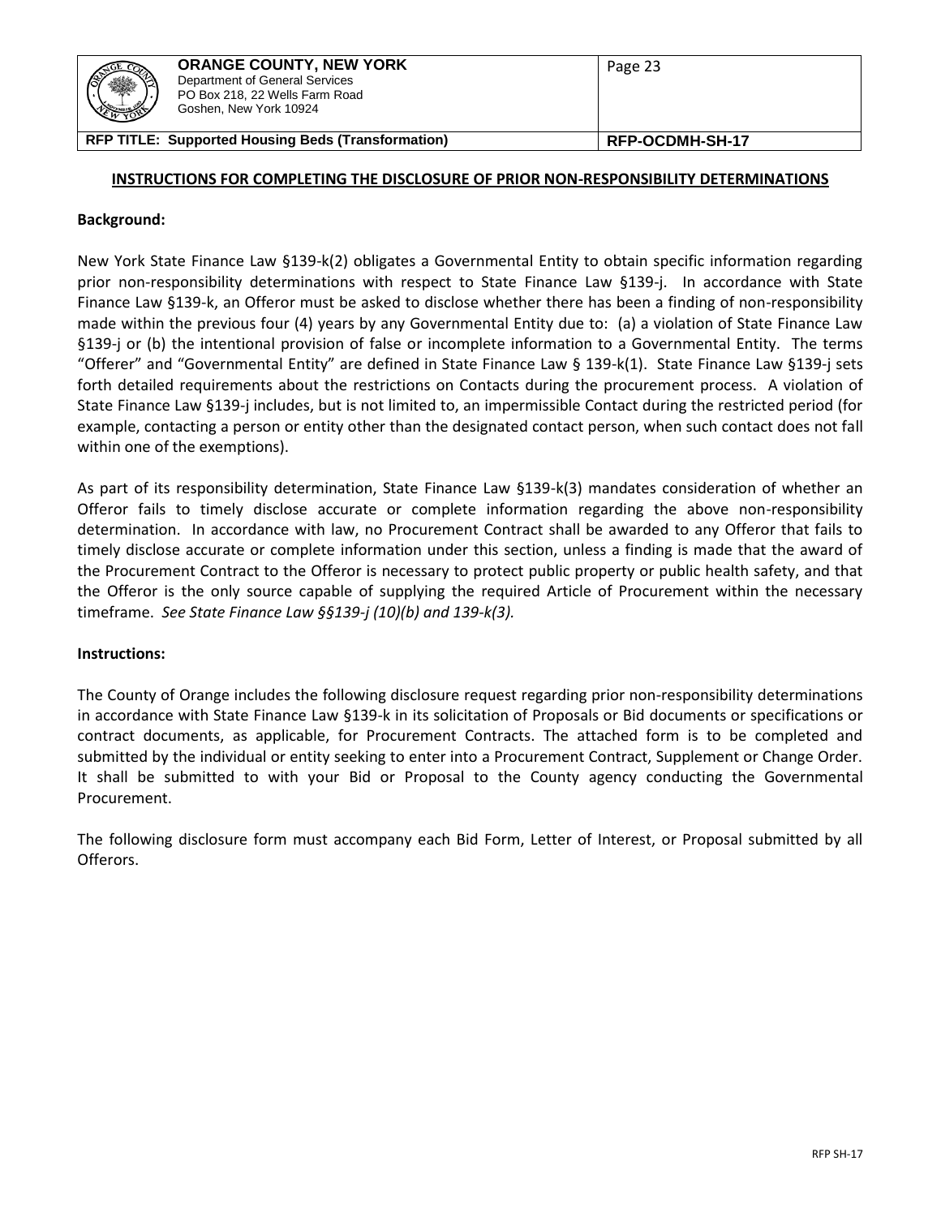## INSTRUCTIONS FOR COMPLETING THE DISCLOSURE OF PRIOR NON-RESPONSIBILITY DETERMINATIONS

**Background:**

New York State Finance Law §139-k(2) obligates a Governmental Entity to obtain specific information regarding prior non-responsibility determinations with respect to State Finance Law §139-j. In accordance with State Finance Law §139-k, an Offeror must be asked to disclose whether there has been a finding of non-responsibility made within the previous four (4) years by any Governmental Entity due to: (a) a violation of State Finance Law §139-j or (b) the intentional provision of false or incomplete information to a Governmental Entity. The terms "Offerer" and "Governmental Entity" are defined in State Finance Law § 139-k(1). State Finance Law §139-j sets forth detailed requirements about the restrictions on Contacts during the procurement process. A violation of State Finance Law §139-j includes, but is not limited to, an impermissible Contact during the restricted period (for example, contacting a person or entity other than the designated contact person, when such contact does not fall within one of the exemptions).

As part of its responsibility determination, State Finance Law §139-k(3) mandates consideration of whether an Offeror fails to timely disclose accurate or complete information regarding the above non-responsibility determination. In accordance with law, no Procurement Contract shall be awarded to any Offeror that fails to timely disclose accurate or complete information under this section, unless a finding is made that the award of the Procurement Contract to the Offeror is necessary to protect public property or public health safety, and that the Offeror is the only source capable of supplying the required Article of Procurement within the necessary timeframe. *See State Finance Law §§139-j (10)(b) and 139-k(3).*

**Instructions:**

The County of Orange includes the following disclosure request regarding prior non-responsibility determinations in accordance with State Finance Law §139-k in its solicitation of Proposals or Bid documents or specifications or contract documents, as applicable, for Procurement Contracts. The attached form is to be completed and submitted by the individual or entity seeking to enter into a Procurement Contract, Supplement or Change Order. It shall be submitted to with your Bid or Proposal to the County agency conducting the Governmental Procurement.

The following disclosure form must accompany each Bid Form, Letter of Interest, or Proposal submitted by all Offerors.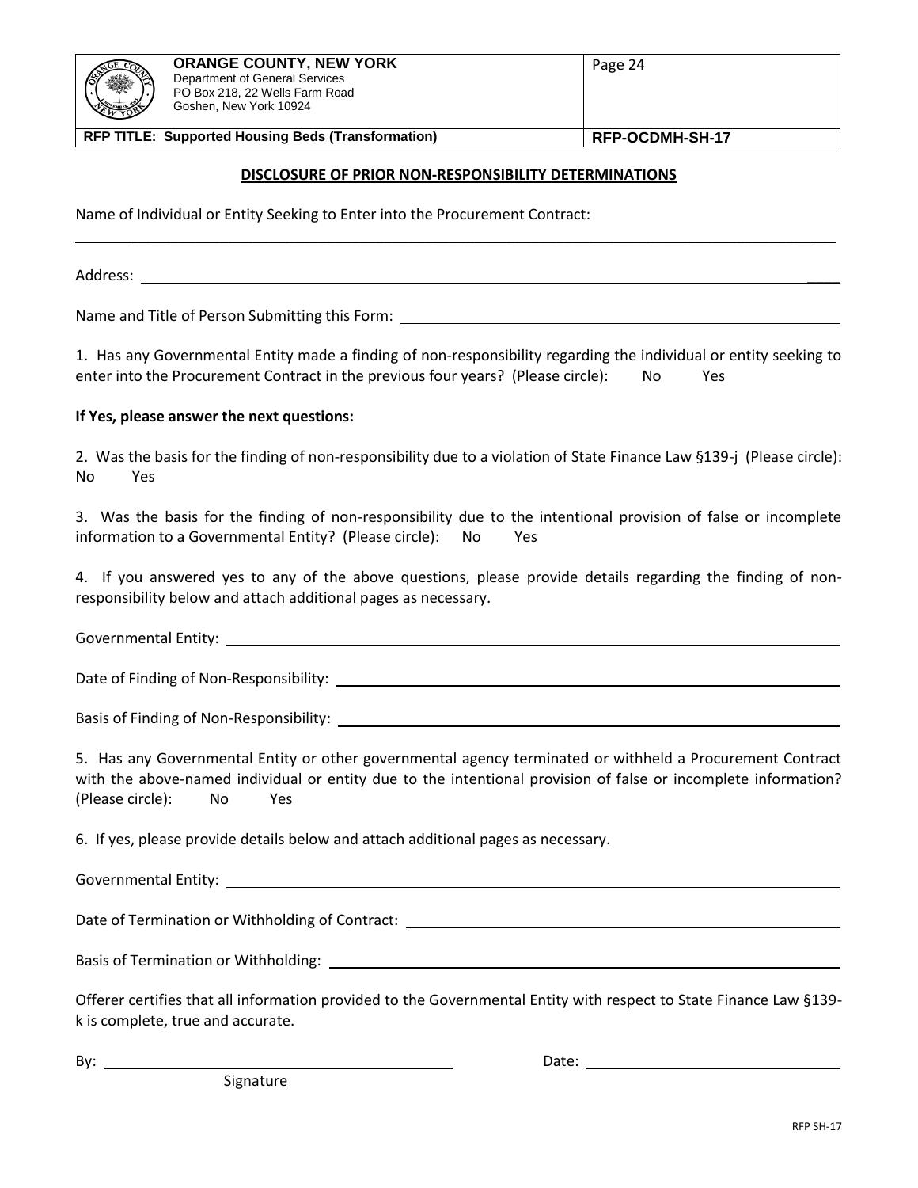## DISCLOSURE OF PRIOR NON-RESPONSIBILITY DETERMINATIONS

Name of Individual or Entity Seeking to Enter into the Procurement Contract:

______________________________________________________________________________

Address: ______________________________________________________________________

Name and Title of Person Submitting this Form: ______________________________________

1. Has any Governmental Entity made a finding of non-responsibility regarding the individual or entity seeking to enter into the Procurement Contract in the previous four years? (Please circle): No Yes

**If Yes, please answer the next questions:**

2. Was the basis for the finding of non-responsibility due to a violation of State Finance Law §139-j (Please circle): No Yes

3. Was the basis for the finding of non-responsibility due to the intentional provision of false or incomplete information to a Governmental Entity? (Please circle): No Yes

4. If you answered yes to any of the above questions, please provide details regarding the finding of non-responsibility below and attach additional pages as necessary.

Governmental Entity: ____________________________________________________________

Date of Finding of Non-Responsibility: _____________________________________________

Basis of Finding of Non-Responsibility: ____________________________________________

5. Has any Governmental Entity or other governmental agency terminated or withheld a Procurement Contract with the above-named individual or entity due to the intentional provision of false or incomplete information? (Please circle): No Yes

6. If yes, please provide details below and attach additional pages as necessary.

Governmental Entity: ____________________________________________________________

Date of Termination or Withholding of Contract: _____________________________________

Basis of Termination or Withholding: ______________________________________________

Offerer certifies that all information provided to the Governmental Entity with respect to State Finance Law §139-k is complete, true and accurate.

By: ______________________________ Date: ______________________________

Signature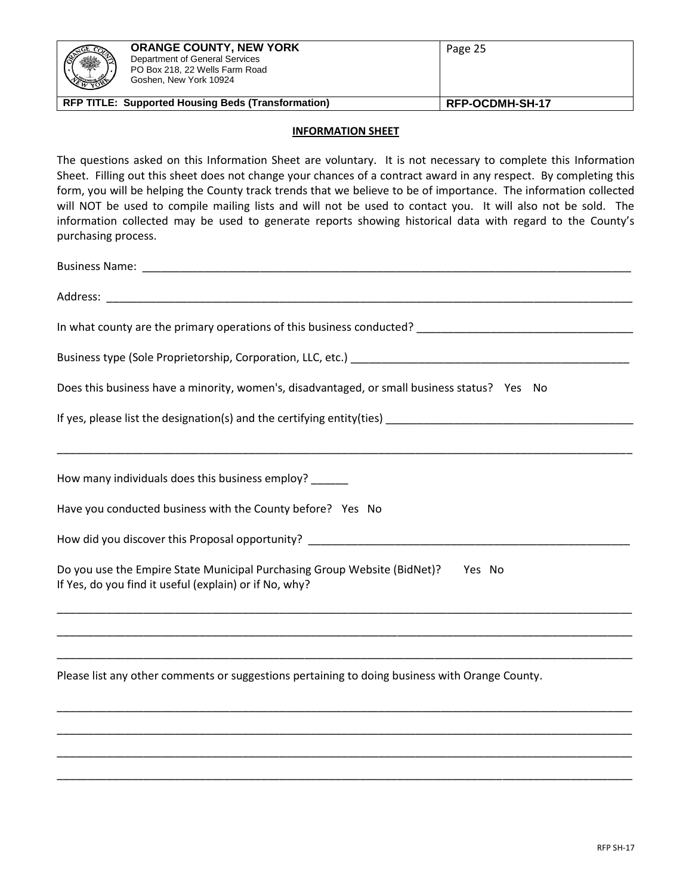**INFORMATION SHEET**

The questions asked on this Information Sheet are voluntary. It is not necessary to complete this Information Sheet. Filling out this sheet does not change your chances of a contract award in any respect. By completing this form, you will be helping the County track trends that we believe to be of importance. The information collected will NOT be used to compile mailing lists and will not be used to contact you. It will also not be sold. The information collected may be used to generate reports showing historical data with regard to the County's purchasing process.

Business Name: ___________________________________________________________________________

Address: _______________________________________________________________________________

In what county are the primary operations of this business conducted? __________________________________

Business type (Sole Proprietorship, Corporation, LLC, etc.) _____________________________________________

Does this business have a minority, women's, disadvantaged, or small business status? Yes No

If yes, please list the designation(s) and the certifying entity(ties) ______________________________________

_______________________________________________________________________________________

How many individuals does this business employ? ______

Have you conducted business with the County before? Yes No

How did you discover this Proposal opportunity? ____________________________________________________

Do you use the Empire State Municipal Purchasing Group Website (BidNet)? Yes No
If Yes, do you find it useful (explain) or if No, why?

_______________________________________________________________________________________

_______________________________________________________________________________________

_______________________________________________________________________________________

Please list any other comments or suggestions pertaining to doing business with Orange County.

_______________________________________________________________________________________

_______________________________________________________________________________________

_______________________________________________________________________________________

_______________________________________________________________________________________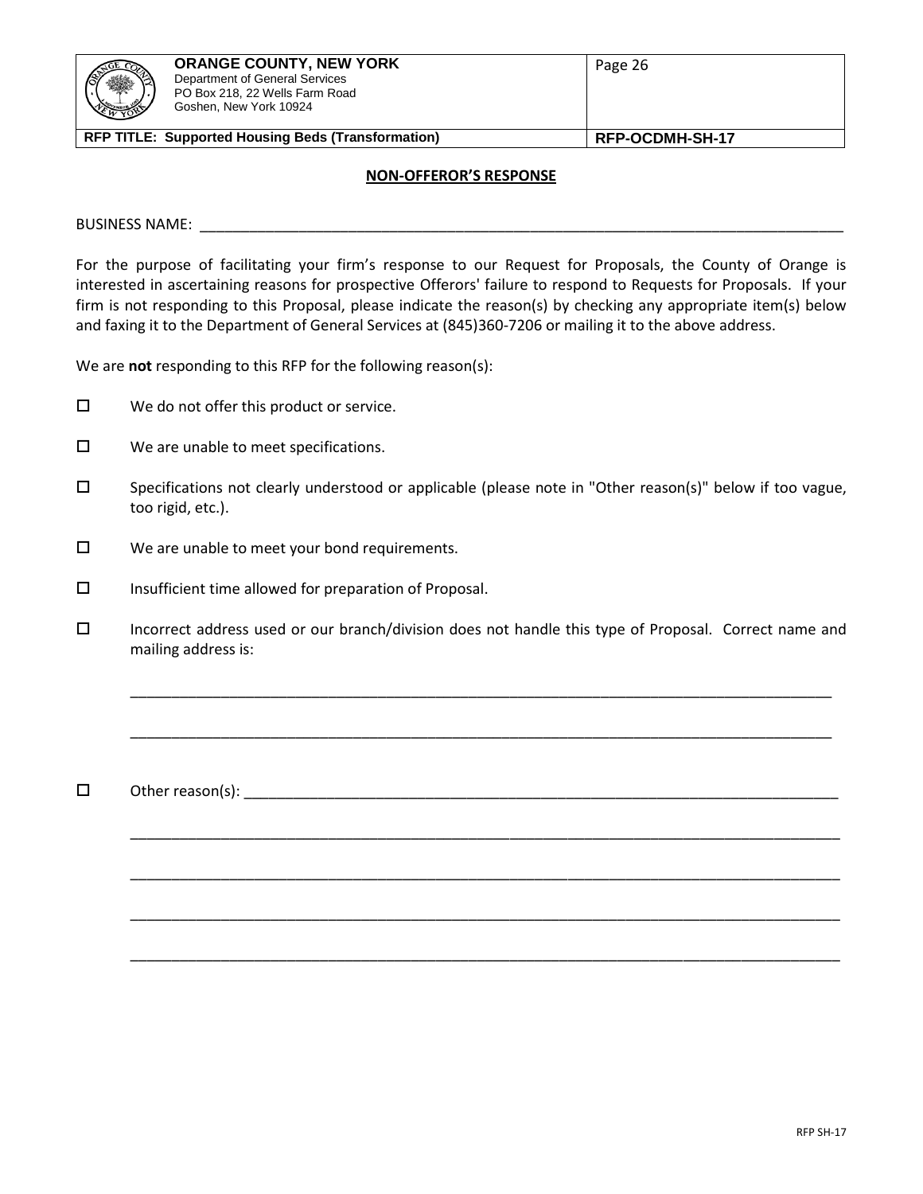## NON-OFFEROR'S RESPONSE

BUSINESS NAME: ____________________________________________________________________________

For the purpose of facilitating your firm's response to our Request for Proposals, the County of Orange is interested in ascertaining reasons for prospective Offerors' failure to respond to Requests for Proposals. If your firm is not responding to this Proposal, please indicate the reason(s) by checking any appropriate item(s) below and faxing it to the Department of General Services at (845)360-7206 or mailing it to the above address.

We are **not** responding to this RFP for the following reason(s):

- ☐ We do not offer this product or service.
- ☐ We are unable to meet specifications.
- ☐ Specifications not clearly understood or applicable (please note in "Other reason(s)" below if too vague, too rigid, etc.).
- ☐ We are unable to meet your bond requirements.
- ☐ Insufficient time allowed for preparation of Proposal.
- ☐ Incorrect address used or our branch/division does not handle this type of Proposal. Correct name and mailing address is:

  ____________________________________________________________________________

  ____________________________________________________________________________

- ☐ Other reason(s): ____________________________________________________________

  ____________________________________________________________________________

  ____________________________________________________________________________

  ____________________________________________________________________________

  ____________________________________________________________________________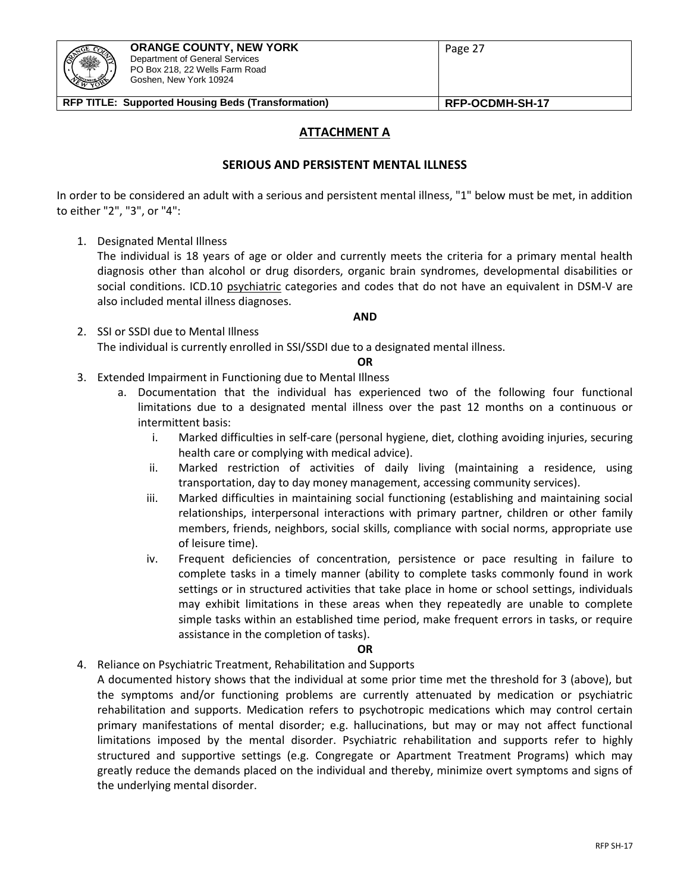## ATTACHMENT A

### SERIOUS AND PERSISTENT MENTAL ILLNESS

In order to be considered an adult with a serious and persistent mental illness, "1" below must be met, in addition to either "2", "3", or "4":

1. Designated Mental Illness
   The individual is 18 years of age or older and currently meets the criteria for a primary mental health diagnosis other than alcohol or drug disorders, organic brain syndromes, developmental disabilities or social conditions. ICD.10 psychiatric categories and codes that do not have an equivalent in DSM-V are also included mental illness diagnoses.

**AND**

2. SSI or SSDI due to Mental Illness
   The individual is currently enrolled in SSI/SSDI due to a designated mental illness.

**OR**

3. Extended Impairment in Functioning due to Mental Illness
   a. Documentation that the individual has experienced two of the following four functional limitations due to a designated mental illness over the past 12 months on a continuous or intermittent basis:
      i. Marked difficulties in self-care (personal hygiene, diet, clothing avoiding injuries, securing health care or complying with medical advice).
      ii. Marked restriction of activities of daily living (maintaining a residence, using transportation, day to day money management, accessing community services).
      iii. Marked difficulties in maintaining social functioning (establishing and maintaining social relationships, interpersonal interactions with primary partner, children or other family members, friends, neighbors, social skills, compliance with social norms, appropriate use of leisure time).
      iv. Frequent deficiencies of concentration, persistence or pace resulting in failure to complete tasks in a timely manner (ability to complete tasks commonly found in work settings or in structured activities that take place in home or school settings, individuals may exhibit limitations in these areas when they repeatedly are unable to complete simple tasks within an established time period, make frequent errors in tasks, or require assistance in the completion of tasks).

**OR**

4. Reliance on Psychiatric Treatment, Rehabilitation and Supports
   A documented history shows that the individual at some prior time met the threshold for 3 (above), but the symptoms and/or functioning problems are currently attenuated by medication or psychiatric rehabilitation and supports. Medication refers to psychotropic medications which may control certain primary manifestations of mental disorder; e.g. hallucinations, but may or may not affect functional limitations imposed by the mental disorder. Psychiatric rehabilitation and supports refer to highly structured and supportive settings (e.g. Congregate or Apartment Treatment Programs) which may greatly reduce the demands placed on the individual and thereby, minimize overt symptoms and signs of the underlying mental disorder.